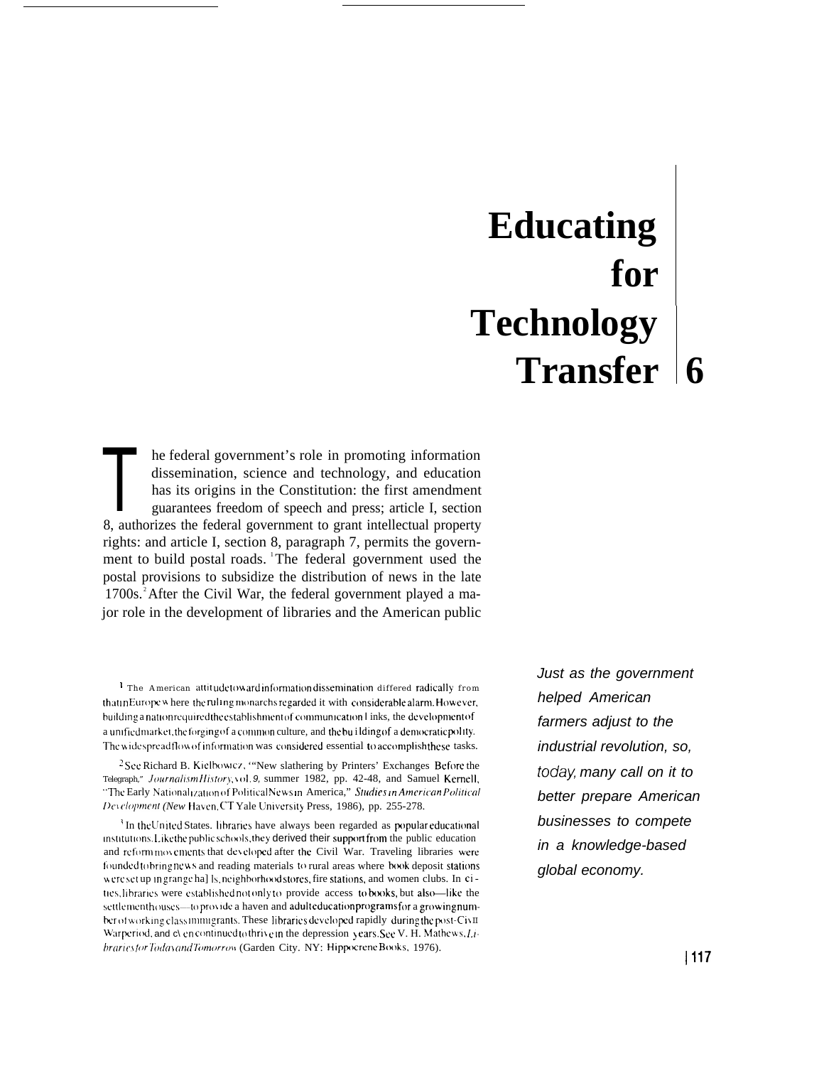# Educating for Technology Transfer 6

The federal government's role in promoting information dissemination, science and technology, and education has its origins in the Constitution: the first amendment guarantees freedom of speech and press; article I, section 8, authorizes the federal government to grant intellectual property rights: and article I, section 8, paragraph 7, permits the government to build postal roads.[1] The federal government used the postal provisions to subsidize the distribution of news in the late 1700s.[2] After the Civil War, the federal government played a major role in the development of libraries and the American public

*Just as the government helped American farmers adjust to the industrial revolution, so, today, many call on it to better prepare American businesses to compete in a knowledge-based global economy.*

---

[1] The American attitude toward information dissemination differed radically from that in Europe where the ruling monarchs regarded it with considerable alarm. However, building a nation required the establishment of communication links, the development of a unified market, the forging of a common culture, and the building of a democratic polity. The widespread flow of information was considered essential to accomplish these tasks.

[2] See Richard B. Kielbowicz, "'News slathering by Printers' Exchanges Before the Telegraph," *Journalism History*, vol. 9, summer 1982, pp. 42-48, and Samuel Kernell, "The Early Nationalization of Political News in America," *Studies in American Political Development (New* Haven, CT Yale University Press, 1986), pp. 255-278.

[3] In the United States. libraries have always been regarded as popular educational institutions. Like the public schools, they derived their support from the public education and reform movements that developed after the Civil War. Traveling libraries were founded to bring news and reading materials to rural areas where book deposit stations were set up in grange halls, neighborhood stores, fire stations, and women clubs. In cities, libraries were established not only to provide access to books, but also—like the settlement houses—to provide a haven and adult education programs for a growing number of working class immigrants. These libraries developed rapidly during the post-Civil War period, and even continued to thrive in the depression years. See V. H. Mathews, *Libraries for Today and Tomorrow* (Garden City. NY: Hippocrene Books, 1976).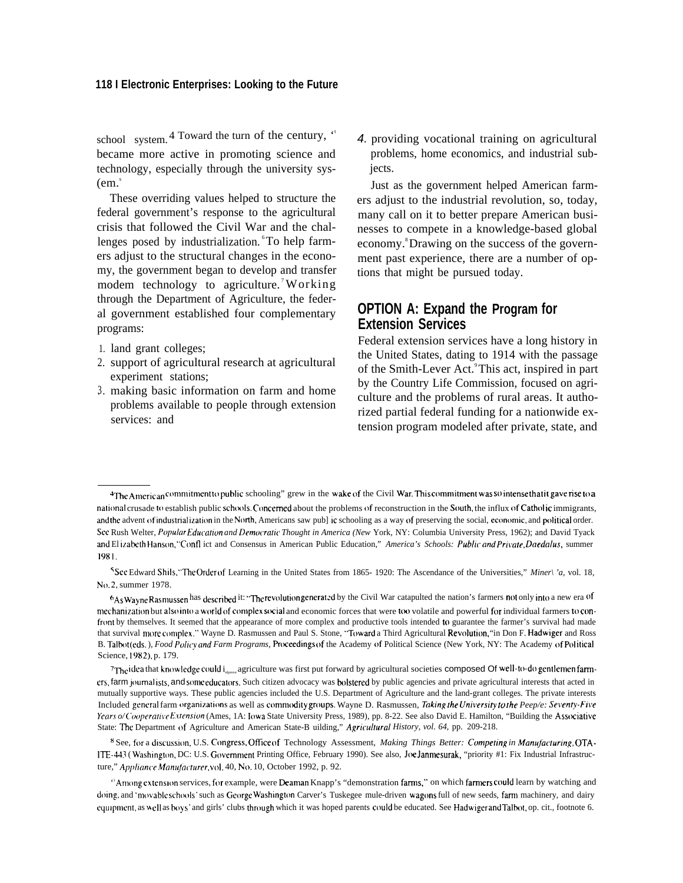school system.[4] Toward the turn of the century, [it] became more active in promoting science and technology, especially through the university system.[5]

These overriding values helped to structure the federal government's response to the agricultural crisis that followed the Civil War and the challenges posed by industrialization.[6] To help farmers adjust to the structural changes in the economy, the government began to develop and transfer modem technology to agriculture.[7] Working through the Department of Agriculture, the federal government established four complementary programs:

1. land grant colleges;
2. support of agricultural research at agricultural experiment stations;
3. making basic information on farm and home problems available to people through extension services: and
4. providing vocational training on agricultural problems, home economics, and industrial subjects.

Just as the government helped American farmers adjust to the industrial revolution, so, today, many call on it to better prepare American businesses to compete in a knowledge-based global economy.[8] Drawing on the success of the government past experience, there are a number of options that might be pursued today.

## OPTION A: Expand the Program for Extension Services

Federal extension services have a long history in the United States, dating to 1914 with the passage of the Smith-Lever Act.[9] This act, inspired in part by the Country Life Commission, focused on agriculture and the problems of rural areas. It authorized partial federal funding for a nationwide extension program modeled after private, state, and

---

[4] The American commitment to public schooling" grew in the wake of the Civil War. This commitment was so intense that it gave rise to a national crusade to establish public schools. Concerned about the problems of reconstruction in the South, the influx of Catholic immigrants, and the advent of industrialization in the North, Americans saw public schooling as a way of preserving the social, economic, and political order. See Rush Welter, *Popular Education and Democratic Thought in America (New* York, NY: Columbia University Press, 1962); and David Tyack and Elizabeth Hanson, "Conflict and Consensus in American Public Education," *America's Schools: Public and Private, Daedalus*, summer 1981.

[5] See Edward Shils, "The Order of Learning in the United States from 1865- 1920: The Ascendance of the Universities," *Minerva*, vol. 18, No. 2, summer 1978.

[6] As Wayne Rasmussen has described it: "The revolution generated by the Civil War catapulted the nation's farmers not only into a new era of mechanization but also into a world of complex social and economic forces that were too volatile and powerful for individual farmers to confront by themselves. It seemed that the appearance of more complex and productive tools intended to guarantee the farmer's survival had made that survival more complex." Wayne D. Rasmussen and Paul S. Stone, "Toward a Third Agricultural Revolution," in Don F. Hadwiger and Ross B. Talbot (eds.), *Food Policy and Farm Programs*, Proceedings of the Academy of Political Science (New York, NY: The Academy of Political Science, 1982), p. 179.

[7] The idea that knowledge could improve agriculture was first put forward by agricultural societies composed of well-to-do gentlemen farmers, farm journalists, and some educators. Such citizen advocacy was bolstered by public agencies and private agricultural interests that acted in mutually supportive ways. These public agencies included the U.S. Department of Agriculture and the land-grant colleges. The private interests Included general farm organizations as well as commodity groups. Wayne D. Rasmussen, *Taking the University to the Peep/e: Seventy-Five Years o/ Cooperative Extension* (Ames, IA: Iowa State University Press, 1989), pp. 8-22. See also David E. Hamilton, "Building the Associative State: The Department of Agriculture and American State-B uilding," *Agricultural History, vol. 64,* pp. 209-218.

[8] See, for a discussion, U.S. Congress, Office of Technology Assessment, *Making Things Better: Competing in Manufacturing*, OTA-ITE-443 (Washington, DC: U.S. Government Printing Office, February 1990). See also, Joe Janmesurak, "priority #1: Fix Industrial Infrastructure," *Appliance Manufacturer*, vol. 40, No. 10, October 1992, p. 92.

[9] Among extension services, for example, were Deaman Knapp's "demonstration farms," on which farmers could learn by watching and doing, and 'movable schools' such as George Washington Carver's Tuskegee mule-driven wagons full of new seeds, farm machinery, and dairy equipment, as well as boys' and girls' clubs through which it was hoped parents could be educated. See Hadwiger and Talbot, op. cit., footnote 6.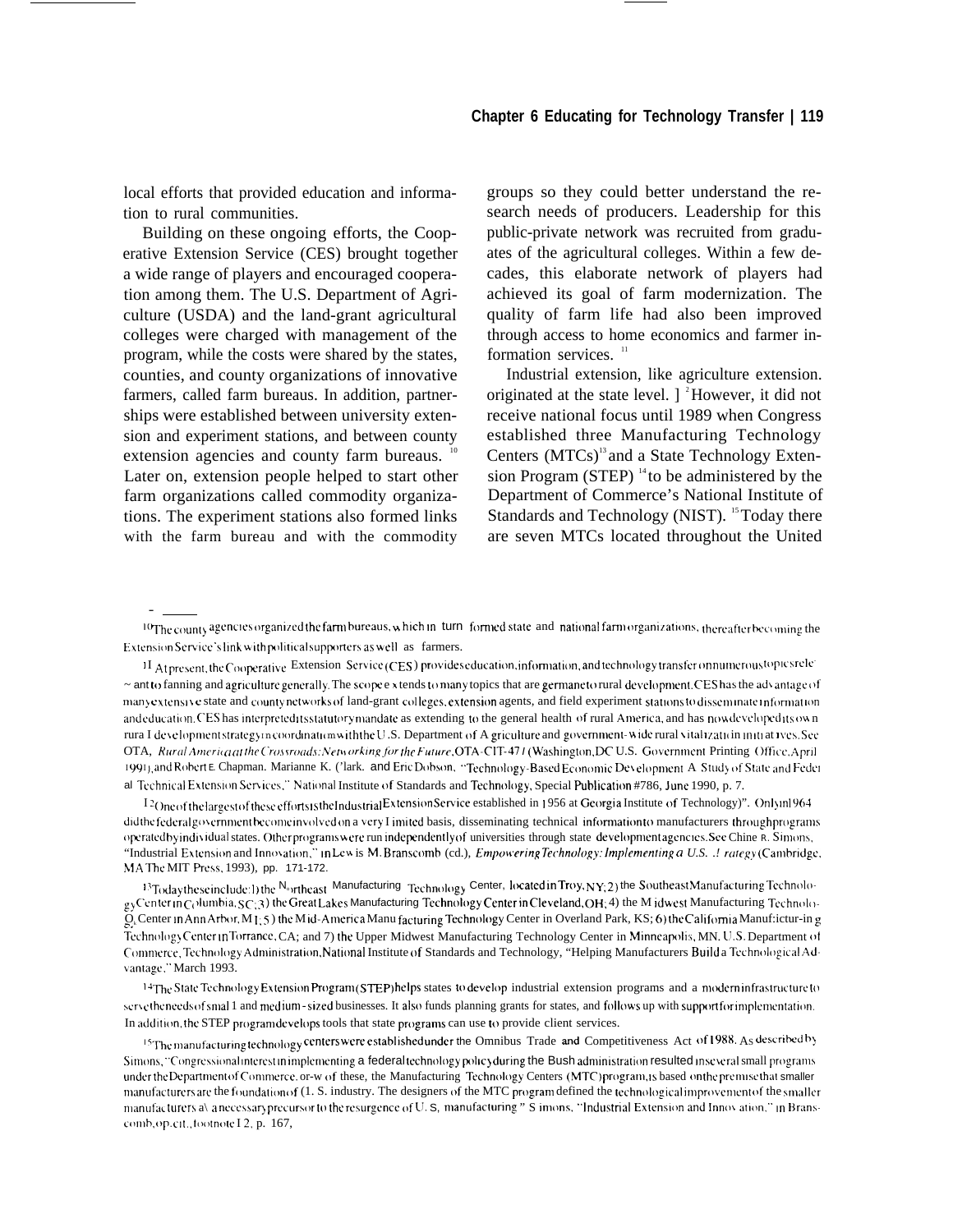local efforts that provided education and information to rural communities.

Building on these ongoing efforts, the Cooperative Extension Service (CES) brought together a wide range of players and encouraged cooperation among them. The U.S. Department of Agriculture (USDA) and the land-grant agricultural colleges were charged with management of the program, while the costs were shared by the states, counties, and county organizations of innovative farmers, called farm bureaus. In addition, partnerships were established between university extension and experiment stations, and between county extension agencies and county farm bureaus. [10] Later on, extension people helped to start other farm organizations called commodity organizations. The experiment stations also formed links with the farm bureau and with the commodity groups so they could better understand the research needs of producers. Leadership for this public-private network was recruited from graduates of the agricultural colleges. Within a few decades, this elaborate network of players had achieved its goal of farm modernization. The quality of farm life had also been improved through access to home economics and farmer information services. [11]

Industrial extension, like agriculture extension. originated at the state level. [12] However, it did not receive national focus until 1989 when Congress established three Manufacturing Technology Centers (MTCs)[13] and a State Technology Extension Program (STEP) [14] to be administered by the Department of Commerce's National Institute of Standards and Technology (NIST). [15] Today there are seven MTCs located throughout the United

---

[10] The county agencies organized the farm bureaus, which in turn formed state and national farm organizations, thereafter becoming the Extension Service's link with political supporters as well as farmers.

[11] At present, the Cooperative Extension Service (CES) provides education, information, and technology transfer on numerous topics relevant to fanning and agriculture generally. The scope extends to many topics that are germane to rural development. CES has the advantage of many extensive state and county networks of land-grant colleges, extension agents, and field experiment stations to disseminate information and education. CES has interpreted its statutory mandate as extending to the general health of rural America, and has now developed its own rural development strategy in coordination with the U.S. Department of Agriculture and government-wide rural vitalization initiatives. See OTA, *Rural America at the Crossroads: Networking for the Future*, OTA-CIT-471 (Washington, DC U.S. Government Printing Office, April 1991), and Robert E. Chapman, Marianne K. Clark, and Eric Dobson, "Technology-Based Economic Development A Study of State and Federal Technical Extension Services," National Institute of Standards and Technology, Special Publication #786, June 1990, p. 7.

[12] One of the largest of these efforts is the Industrial Extension Service established in 1956 at Georgia Institute of Technology)". Only in 1964 did the federal government become involved on a very limited basis, disseminating technical information to manufacturers through programs operated by individual states. Other programs were run independently of universities through state development agencies. See Chine R. Simons, "Industrial Extension and Innovation," in Lewis M. Branscomb (cd.), *Empowering Technology: Implementing a U.S. Strategy* (Cambridge, MA The MIT Press, 1993), pp. 171-172.

[13] Today these include: 1) the Northeast Manufacturing Technology Center, located in Troy, NY; 2) the Southeast Manufacturing Technology Center in Columbia, SC; 3) the Great Lakes Manufacturing Technology Center in Cleveland, OH; 4) the Midwest Manufacturing Technology Center in Ann Arbor, MI; 5) the Mid-America Manufacturing Technology Center in Overland Park, KS; 6) the California Manufacturing Technology Center in Torrance, CA; and 7) the Upper Midwest Manufacturing Technology Center in Minneapolis, MN. U.S. Department of Commerce, Technology Administration, National Institute of Standards and Technology, "Helping Manufacturers Build a Technological Advantage," March 1993.

[14] The State Technology Extension Program (STEP) helps states to develop industrial extension programs and a modern infrastructure to serve the needs of small and medium-sized businesses. It also funds planning grants for states, and follows up with support for implementation. In addition, the STEP program develops tools that state programs can use to provide client services.

[15] The manufacturing technology centers were established under the Omnibus Trade and Competitiveness Act of 1988. As described by Simons, "Congressional interest in implementing a federal technology policy during the Bush administration resulted in several small programs under the Department of Commerce. or-w of these, the Manufacturing Technology Centers (MTC) program, is based on the premise that smaller manufacturers are the foundation of (1. S. industry. The designers of the MTC program defined the technological improvement of the smaller manufacturers as a necessary precursor to the resurgence of U. S, manufacturing " Simons, "Industrial Extension and Innovation," in Branscomb, op.cit., footnote 12, p. 167,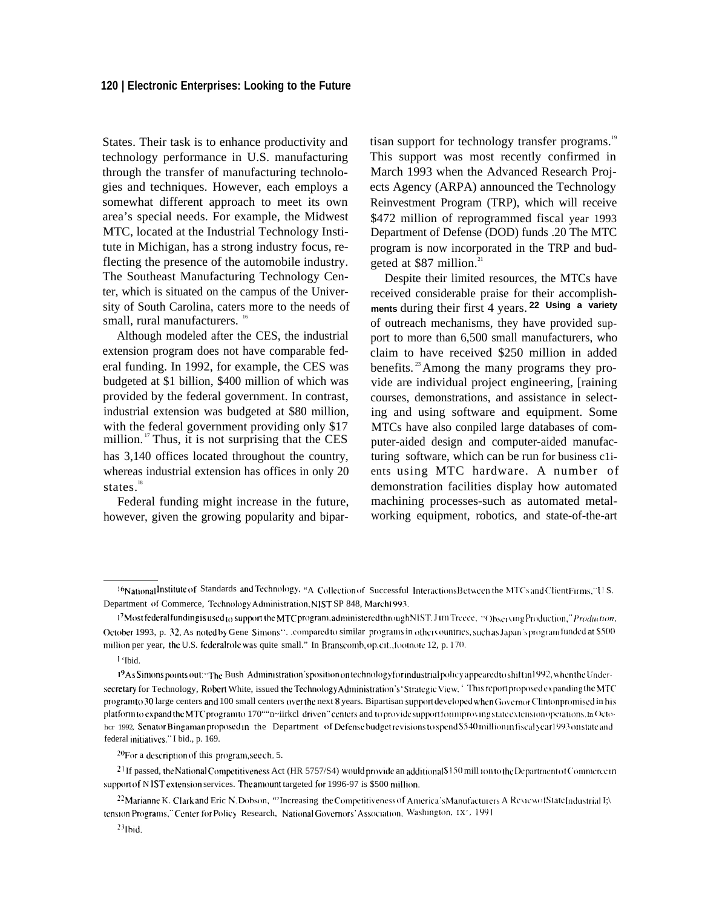States. Their task is to enhance productivity and technology performance in U.S. manufacturing through the transfer of manufacturing technologies and techniques. However, each employs a somewhat different approach to meet its own area's special needs. For example, the Midwest MTC, located at the Industrial Technology Institute in Michigan, has a strong industry focus, reflecting the presence of the automobile industry. The Southeast Manufacturing Technology Center, which is situated on the campus of the University of South Carolina, caters more to the needs of small, rural manufacturers. [16]

Although modeled after the CES, the industrial extension program does not have comparable federal funding. In 1992, for example, the CES was budgeted at $1 billion, $400 million of which was provided by the federal government. In contrast, industrial extension was budgeted at $80 million, with the federal government providing only $17 million. [17] Thus, it is not surprising that the CES has 3,140 offices located throughout the country, whereas industrial extension has offices in only 20 states. [18]

Federal funding might increase in the future, however, given the growing popularity and bipartisan support for technology transfer programs. [19] This support was most recently confirmed in March 1993 when the Advanced Research Projects Agency (ARPA) announced the Technology Reinvestment Program (TRP), which will receive $472 million of reprogrammed fiscal year 1993 Department of Defense (DOD) funds. [20] The MTC program is now incorporated in the TRP and budgeted at $87 million. [21]

Despite their limited resources, the MTCs have received considerable praise for their accomplishments during their first 4 years. [22] Using a variety of outreach mechanisms, they have provided support to more than 6,500 small manufacturers, who claim to have received $250 million in added benefits. [23] Among the many programs they provide are individual project engineering, [raining courses, demonstrations, and assistance in selecting and using software and equipment. Some MTCs have also conpiled large databases of computer-aided design and computer-aided manufacturing software, which can be run for business c1ients using MTC hardware. A number of demonstration facilities display how automated machining processes-such as automated metal-working equipment, robotics, and state-of-the-art

---

[16] National Institute of Standards and Technology, "A Collection of Successful Interactions Between the MTCs and Client Firms," U.S. Department of Commerce, Technology Administration, NIST SP 848, March 1993.

[17] Most federal funding is used to support the MTC program, administered through NIST. Jim Treece, "Observing Production," *Production*, October 1993, p. 32. As noted by Gene Simons "...compared to similar programs in other countries, such as Japan's program funded at $500 million per year, the U.S. federal role was quite small." In Branscomb, op. cit., footnote 12, p. 170.

[18] Ibid.

[19] As Simons points out: "The Bush Administration's position on technology for industrial policy appeared to shift in 1992, when the Undersecretary for Technology, Robert White, issued the Technology Administration's Strategic View. This report proposed expanding the MTC program to 30 large centers and 100 small centers over the next 8 years. Bipartisan support developed when Governor Clinton promised in his platform to expand the MTC program to 170 "'n~iirkcl driven" centers and to provide support for improving state extension operations. In October 1992, Senator Bingaman proposed in the Department of Defense budget revisions to spend $540 million in fiscal year 1993 on state and federal initiatives." Ibid., p. 169.

[20] For a description of this program, see ch. 5.

[21] If passed, the National Competitiveness Act (HR 5757/S4) would provide an additional $150 million to the Department of Commerce in support of NIST extension services. The amount targeted for 1996-97 is $500 million.

[22] Marianne K. Clark and Eric N. Dobson, "Increasing the Competitiveness of America's Manufacturers: A Review of State Industrial Extension Programs," Center for Policy Research, National Governors' Association, Washington, DC, 1991.

[23] Ibid.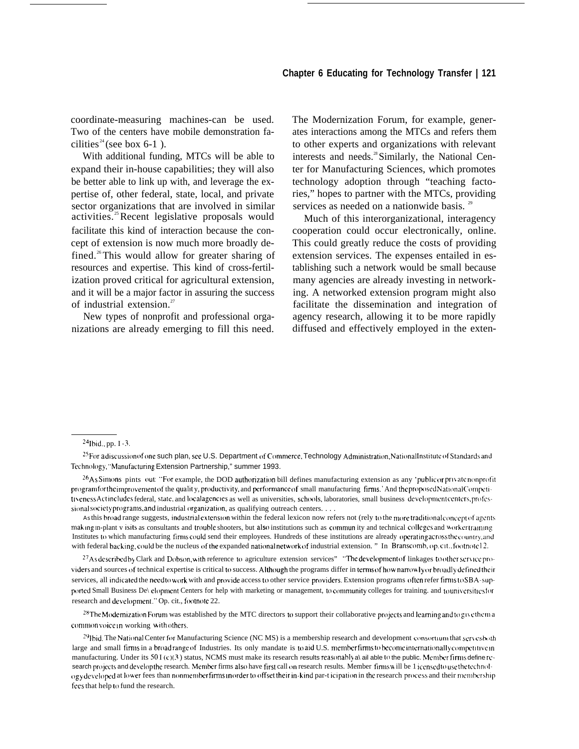coordinate-measuring machines-can be used. Two of the centers have mobile demonstration facilities[24] (see box 6-1 ).

With additional funding, MTCs will be able to expand their in-house capabilities; they will also be better able to link up with, and leverage the expertise of, other federal, state, local, and private sector organizations that are involved in similar activities.[25] Recent legislative proposals would facilitate this kind of interaction because the concept of extension is now much more broadly defined.[26] This would allow for greater sharing of resources and expertise. This kind of cross-fertilization proved critical for agricultural extension, and it will be a major factor in assuring the success of industrial extension.[27]

New types of nonprofit and professional organizations are already emerging to fill this need. The Modernization Forum, for example, generates interactions among the MTCs and refers them to other experts and organizations with relevant interests and needs.[28] Similarly, the National Center for Manufacturing Sciences, which promotes technology adoption through "teaching factories," hopes to partner with the MTCs, providing services as needed on a nationwide basis.[29]

Much of this interorganizational, interagency cooperation could occur electronically, online. This could greatly reduce the costs of providing extension services. The expenses entailed in establishing such a network would be small because many agencies are already investing in networking. A networked extension program might also facilitate the dissemination and integration of agency research, allowing it to be more rapidly diffused and effectively employed in the exten-

---

[24] Ibid., pp. 1-3.

[25] For a discussion of one such plan, see U.S. Department of Commerce, Technology Administration, National Institute of Standards and Technology, "Manufacturing Extension Partnership," summer 1993.

[26] As Simons pints out: "For example, the DOD authorization bill defines manufacturing extension as any 'public or private nonprofit program for the improvement of the quality, productivity, and performance of small manufacturing firms.' And the proposed National Competitiveness Act includes federal, state, and local agencies as well as universities, schools, laboratories, small business development centers, professional society programs, and industrial organization, as qualifying outreach centers. . . .

As this broad range suggests, industrial extension within the federal lexicon now refers not (rely to the more traditional concept of agents making in-plant visits as consultants and trouble shooters, but also institutions such as community and technical colleges and worker training Institutes to which manufacturing firms could send their employees. Hundreds of these institutions are already operating across the country, and with federal backing, could be the nucleus of the expanded national network of industrial extension. " In Branscomb, op. cit., footnote 12.

[27] As described by Clark and Dobson, with reference to agriculture extension services" "The development of linkages to other service providers and sources of technical expertise is critical to success. Although the programs differ in terms of how narrowly or broadly defined their services, all indicated the need to work with and provide access to other service providers. Extension programs often refer firms to SBA-supported Small Business Development Centers for help with marketing or management, to community colleges for training. and to universities for research and development." Op. cit., footnote 22.

[28] The Modernization Forum was established by the MTC directors to support their collaborative projects and learning and to give them a common voice in working with others.

[29] Ibid. The National Center for Manufacturing Science (NCMS) is a membership research and development consortium that serves both large and small firms in a broad range of Industries. Its only mandate is to aid U.S. member firms to become internationally competitive in manufacturing. Under its 501(c)(3) status, NCMS must make its research results reasonably available to the public. Member firms define research projects and develop the research. Member firms also have first call on research results. Member firms will be licensed to use the technology developed at lower fees than nonmember firms in order to offset their in-kind par-ticipation in the research process and their membership fees that help to fund the research.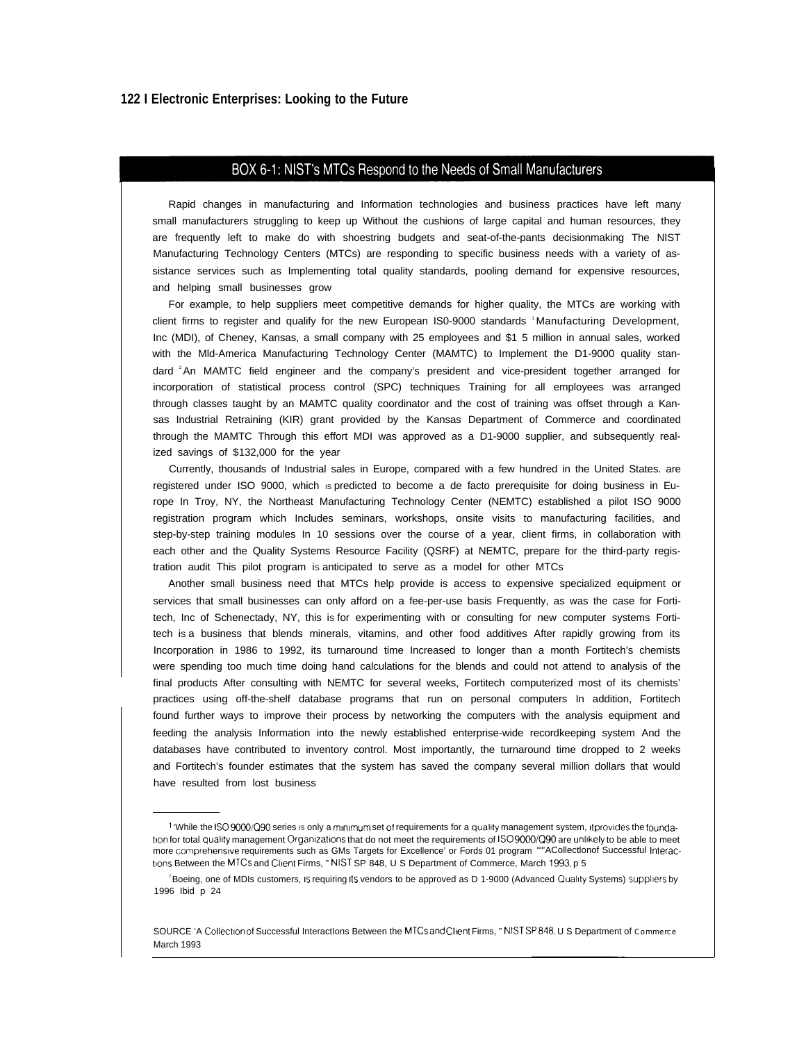## BOX 6-1: NIST's MTCs Respond to the Needs of Small Manufacturers

Rapid changes in manufacturing and Information technologies and business practices have left many small manufacturers struggling to keep up Without the cushions of large capital and human resources, they are frequently left to make do with shoestring budgets and seat-of-the-pants decisionmaking The NIST Manufacturing Technology Centers (MTCs) are responding to specific business needs with a variety of assistance services such as Implementing total quality standards, pooling demand for expensive resources, and helping small businesses grow

For example, to help suppliers meet competitive demands for higher quality, the MTCs are working with client firms to register and qualify for the new European IS0-9000 standards [1] Manufacturing Development, Inc (MDI), of Cheney, Kansas, a small company with 25 employees and $1 5 million in annual sales, worked with the Mld-America Manufacturing Technology Center (MAMTC) to Implement the D1-9000 quality standard [2] An MAMTC field engineer and the company's president and vice-president together arranged for incorporation of statistical process control (SPC) techniques Training for all employees was arranged through classes taught by an MAMTC quality coordinator and the cost of training was offset through a Kansas Industrial Retraining (KIR) grant provided by the Kansas Department of Commerce and coordinated through the MAMTC Through this effort MDI was approved as a D1-9000 supplier, and subsequently realized savings of $132,000 for the year

Currently, thousands of Industrial sales in Europe, compared with a few hundred in the United States. are registered under ISO 9000, which is predicted to become a de facto prerequisite for doing business in Europe In Troy, NY, the Northeast Manufacturing Technology Center (NEMTC) established a pilot ISO 9000 registration program which Includes seminars, workshops, onsite visits to manufacturing facilities, and step-by-step training modules In 10 sessions over the course of a year, client firms, in collaboration with each other and the Quality Systems Resource Facility (QSRF) at NEMTC, prepare for the third-party registration audit This pilot program is anticipated to serve as a model for other MTCs

Another small business need that MTCs help provide is access to expensive specialized equipment or services that small businesses can only afford on a fee-per-use basis Frequently, as was the case for Fortitech, Inc of Schenectady, NY, this is for experimenting with or consulting for new computer systems Fortitech is a business that blends minerals, vitamins, and other food additives After rapidly growing from its Incorporation in 1986 to 1992, its turnaround time Increased to longer than a month Fortitech's chemists were spending too much time doing hand calculations for the blends and could not attend to analysis of the final products After consulting with NEMTC for several weeks, Fortitech computerized most of its chemists' practices using off-the-shelf database programs that run on personal computers In addition, Fortitech found further ways to improve their process by networking the computers with the analysis equipment and feeding the analysis Information into the newly established enterprise-wide recordkeeping system And the databases have contributed to inventory control. Most importantly, the turnaround time dropped to 2 weeks and Fortitech's founder estimates that the system has saved the company several million dollars that would have resulted from lost business

---

[1] 'While the ISO 9000/Q90 series is only a minimum set of requirements for a quality management system, it provides the foundation for total quality management Organizations that do not meet the requirements of ISO 9000/Q90 are unlikely to be able to meet more comprehensive requirements such as GMs Targets for Excellence' or Fords 01 program "'A Collection of Successful Interactions Between the MTCs and Client Firms, " NIST SP 848, U S Department of Commerce, March 1993, p 5

[2] Boeing, one of MDIs customers, is requiring its vendors to be approved as D 1-9000 (Advanced Quality Systems) suppliers by 1996 Ibid p 24

SOURCE 'A Collection of Successful Interactions Between the MTCs and Client Firms, " NIST SP 848, U S Department of Commerce March 1993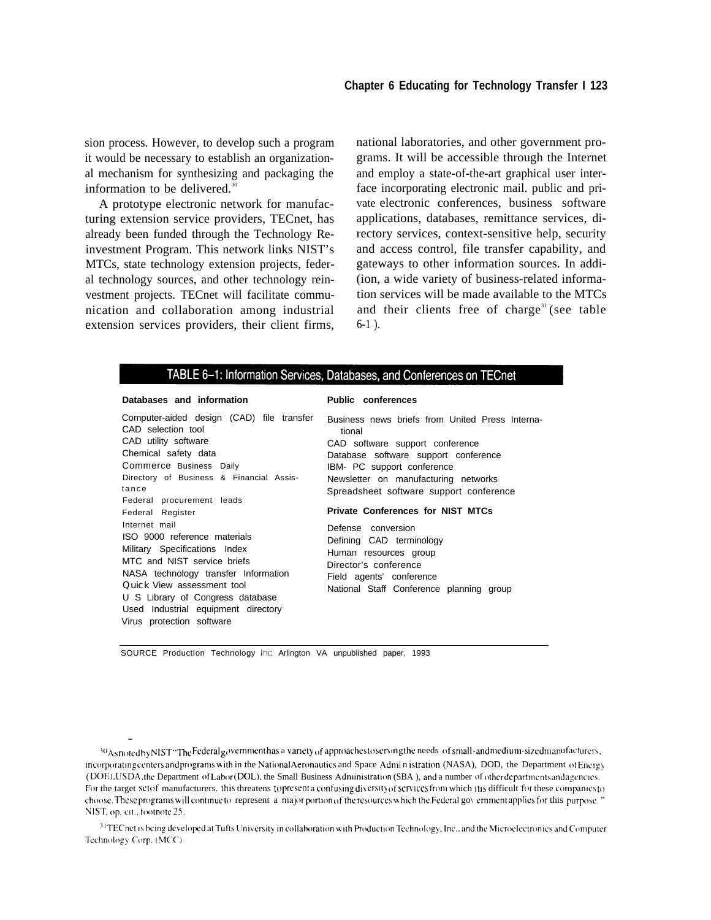sion process. However, to develop such a program it would be necessary to establish an organizational mechanism for synthesizing and packaging the information to be delivered.[30]

A prototype electronic network for manufacturing extension service providers, TECnet, has already been funded through the Technology Reinvestment Program. This network links NIST's MTCs, state technology extension projects, federal technology sources, and other technology reinvestment projects. TECnet will facilitate communication and collaboration among industrial extension services providers, their client firms, national laboratories, and other government programs. It will be accessible through the Internet and employ a state-of-the-art graphical user interface incorporating electronic mail. public and private electronic conferences, business software applications, databases, remittance services, directory services, context-sensitive help, security and access control, file transfer capability, and gateways to other information sources. In addi-(ion, a wide variety of business-related information services will be made available to the MTCs and their clients free of charge[31] (see table 6-1 ).

**TABLE 6–1: Information Services, Databases, and Conferences on TECnet**

| Databases and information | Public conferences |
|---|---|
| Computer-aided design (CAD) file transfer | Business news briefs from United Press International |
| CAD selection tool | CAD software support conference |
| CAD utility software | Database software support conference |
| Chemical safety data | IBM- PC support conference |
| Commerce Business Daily | Newsletter on manufacturing networks |
| Directory of Business & Financial Assistance | Spreadsheet software support conference |
| Federal procurement leads | **Private Conferences for NIST MTCs** |
| Federal Register | Defense conversion |
| Internet mail | Defining CAD terminology |
| ISO 9000 reference materials | Human resources group |
| Military Specifications Index | Director's conference |
| MTC and NIST service briefs | Field agents' conference |
| NASA technology transfer Information | National Staff Conference planning group |
| Quick View assessment tool | |
| U S Library of Congress database | |
| Used Industrial equipment directory | |
| Virus protection software | |

SOURCE Production Technology Inc Arlington VA unpublished paper, 1993

[30] As noted by NIST "The Federal government has a variety of approaches to serving the needs of small- and medium-sized manufacturers, incorporating centers and programs with in the National Aeronautics and Space Administration (NASA), DOD, the Department of Energy (DOE), USDA, the Department of Labor (DOL), the Small Business Administration (SBA ), and a number of other departments and agencies. For the target set of manufacturers. this threatens to present a confusing diversity of services from which it is difficult for these companies to choose. These programs will continue to represent a major portion of the resources which the Federal government applies for this purpose." NIST, op. cit., footnote 25.

[31] TECnet is being developed at Tufts University in collaboration with Production Technology, Inc., and the Microelectronics and Computer Technology Corp. (MCC)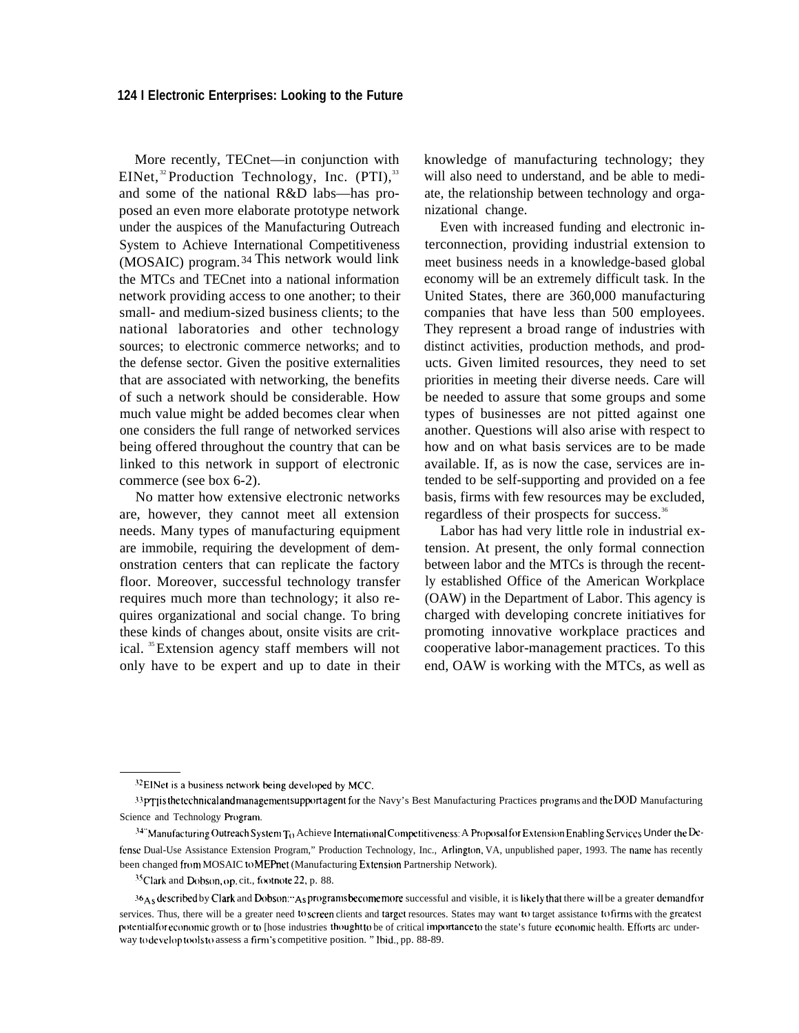More recently, TECnet—in conjunction with EINet,[32] Production Technology, Inc. (PTI),[33] and some of the national R&D labs—has proposed an even more elaborate prototype network under the auspices of the Manufacturing Outreach System to Achieve International Competitiveness (MOSAIC) program.[34] This network would link the MTCs and TECnet into a national information network providing access to one another; to their small- and medium-sized business clients; to the national laboratories and other technology sources; to electronic commerce networks; and to the defense sector. Given the positive externalities that are associated with networking, the benefits of such a network should be considerable. How much value might be added becomes clear when one considers the full range of networked services being offered throughout the country that can be linked to this network in support of electronic commerce (see box 6-2).

No matter how extensive electronic networks are, however, they cannot meet all extension needs. Many types of manufacturing equipment are immobile, requiring the development of demonstration centers that can replicate the factory floor. Moreover, successful technology transfer requires much more than technology; it also requires organizational and social change. To bring these kinds of changes about, onsite visits are critical.[35] Extension agency staff members will not only have to be expert and up to date in their knowledge of manufacturing technology; they will also need to understand, and be able to mediate, the relationship between technology and organizational change.

Even with increased funding and electronic interconnection, providing industrial extension to meet business needs in a knowledge-based global economy will be an extremely difficult task. In the United States, there are 360,000 manufacturing companies that have less than 500 employees. They represent a broad range of industries with distinct activities, production methods, and products. Given limited resources, they need to set priorities in meeting their diverse needs. Care will be needed to assure that some groups and some types of businesses are not pitted against one another. Questions will also arise with respect to how and on what basis services are to be made available. If, as is now the case, services are intended to be self-supporting and provided on a fee basis, firms with few resources may be excluded, regardless of their prospects for success.[36]

Labor has had very little role in industrial extension. At present, the only formal connection between labor and the MTCs is through the recently established Office of the American Workplace (OAW) in the Department of Labor. This agency is charged with developing concrete initiatives for promoting innovative workplace practices and cooperative labor-management practices. To this end, OAW is working with the MTCs, as well as

---

[32] EINet is a business network being developed by MCC.

[33] PTI is the technical and management support agent for the Navy's Best Manufacturing Practices programs and the DOD Manufacturing Science and Technology Program.

[34] "Manufacturing Outreach System To Achieve International Competitiveness: A Proposal for Extension Enabling Services Under the Defense Dual-Use Assistance Extension Program," Production Technology, Inc., Arlington, VA, unpublished paper, 1993. The name has recently been changed from MOSAIC to MEPnet (Manufacturing Extension Partnership Network).

[35] Clark and Dobson, op. cit., footnote 22, p. 88.

[36] As described by Clark and Dobson: "As programs become more successful and visible, it is likely that there will be a greater demand for services. Thus, there will be a greater need to screen clients and target resources. States may want to target assistance to firms with the greatest potential for economic growth or to [hose industries thought to be of critical importance to the state's future economic health. Efforts arc underway to develop tools to assess a firm's competitive position." Ibid., pp. 88-89.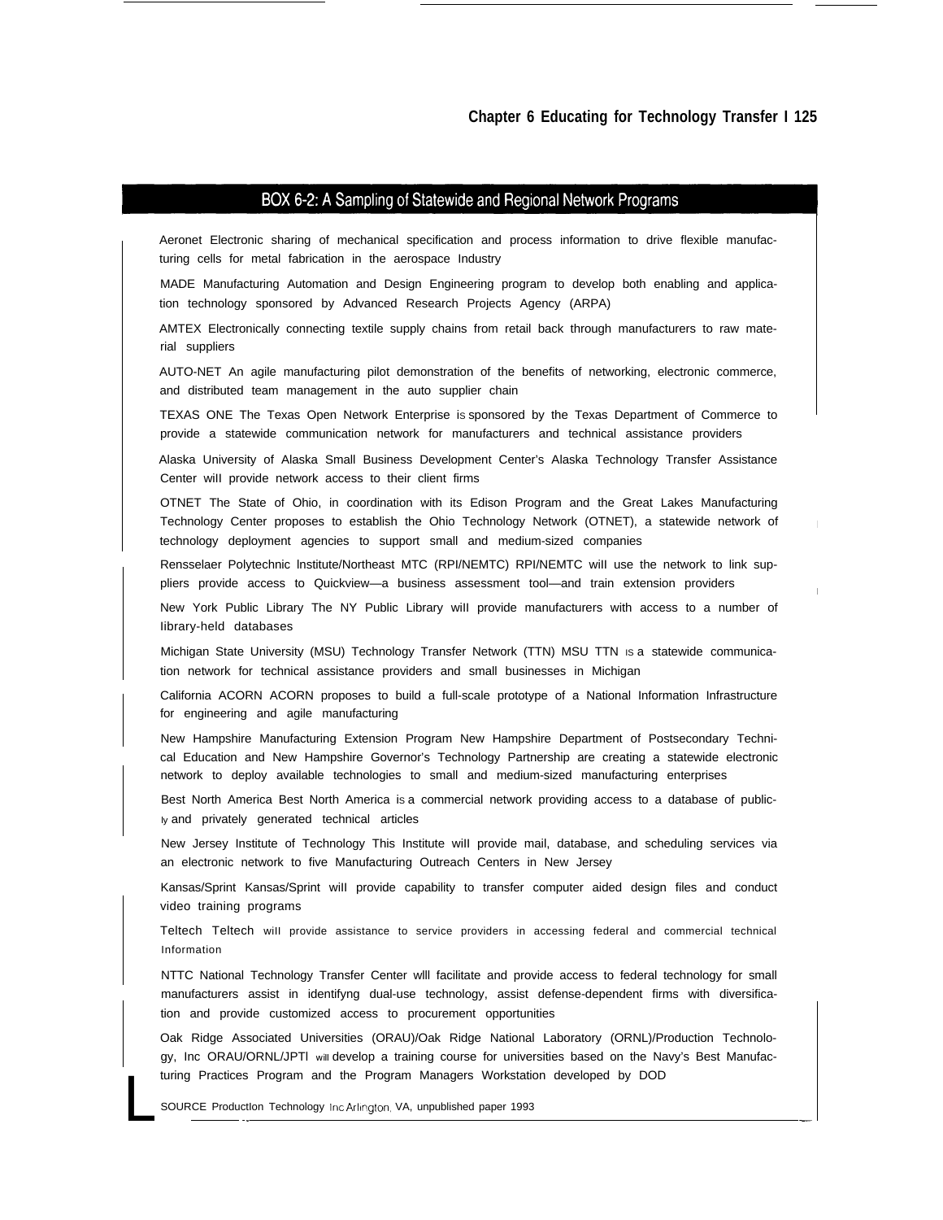## BOX 6-2: A Sampling of Statewide and Regional Network Programs

**Aeronet** Electronic sharing of mechanical specification and process information to drive flexible manufacturing cells for metal fabrication in the aerospace Industry

**MADE** Manufacturing Automation and Design Engineering program to develop both enabling and application technology sponsored by Advanced Research Projects Agency (ARPA)

**AMTEX** Electronically connecting textile supply chains from retail back through manufacturers to raw material suppliers

**AUTO-NET** An agile manufacturing pilot demonstration of the benefits of networking, electronic commerce, and distributed team management in the auto supplier chain

**TEXAS ONE** The Texas Open Network Enterprise is sponsored by the Texas Department of Commerce to provide a statewide communication network for manufacturers and technical assistance providers

**Alaska** University of Alaska Small Business Development Center's Alaska Technology Transfer Assistance Center will provide network access to their client firms

**OTNET** The State of Ohio, in coordination with its Edison Program and the Great Lakes Manufacturing Technology Center proposes to establish the Ohio Technology Network (OTNET), a statewide network of technology deployment agencies to support small and medium-sized companies

**Rensselaer Polytechnic Institute/Northeast MTC (RPI/NEMTC)** RPI/NEMTC will use the network to link suppliers provide access to Quickview—a business assessment tool—and train extension providers

**New York Public Library** The NY Public Library will provide manufacturers with access to a number of library-held databases

**Michigan State University (MSU) Technology Transfer Network (TTN)** MSU TTN is a statewide communication network for technical assistance providers and small businesses in Michigan

**California ACORN** ACORN proposes to build a full-scale prototype of a National Information Infrastructure for engineering and agile manufacturing

**New Hampshire Manufacturing Extension Program** New Hampshire Department of Postsecondary Technical Education and New Hampshire Governor's Technology Partnership are creating a statewide electronic network to deploy available technologies to small and medium-sized manufacturing enterprises

**Best North America** Best North America is a commercial network providing access to a database of publicly and privately generated technical articles

**New Jersey Institute of Technology** This Institute will provide mail, database, and scheduling services via an electronic network to five Manufacturing Outreach Centers in New Jersey

**Kansas/Sprint** Kansas/Sprint will provide capability to transfer computer aided design files and conduct video training programs

**Teltech** Teltech will provide assistance to service providers in accessing federal and commercial technical Information

**NTTC** National Technology Transfer Center will facilitate and provide access to federal technology for small manufacturers assist in identifyng dual-use technology, assist defense-dependent firms with diversification and provide customized access to procurement opportunities

**Oak Ridge Associated Universities (ORAU)/Oak Ridge National Laboratory (ORNL)/Production Technology, Inc** ORAU/ORNL/JPTI will develop a training course for universities based on the Navy's Best Manufacturing Practices Program and the Program Managers Workstation developed by DOD

SOURCE Production Technology Inc Arlington, VA, unpublished paper 1993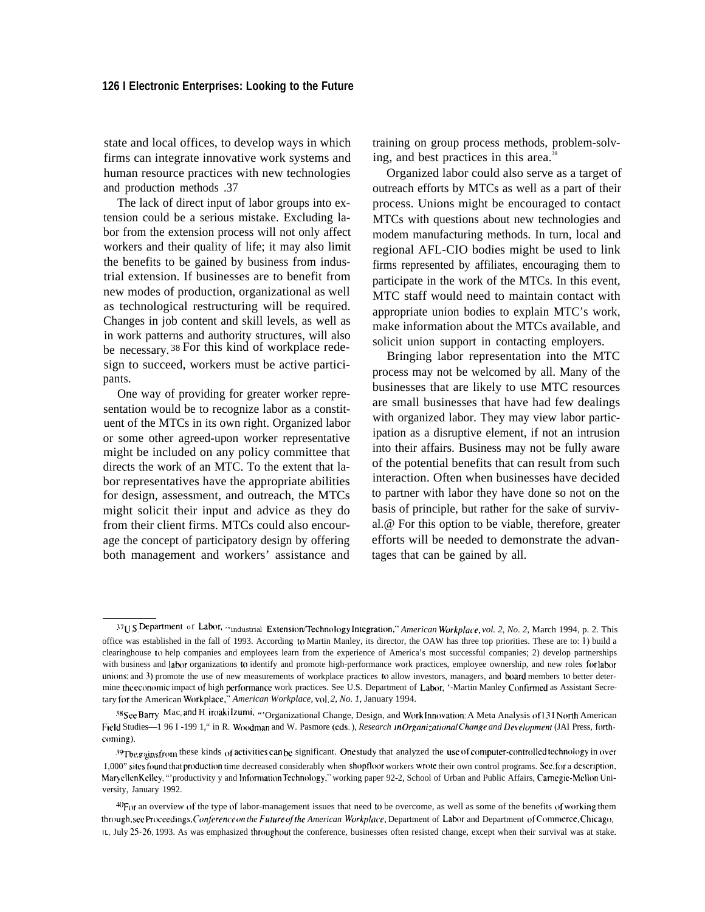state and local offices, to develop ways in which firms can integrate innovative work systems and human resource practices with new technologies and production methods.[37]

The lack of direct input of labor groups into extension could be a serious mistake. Excluding labor from the extension process will not only affect workers and their quality of life; it may also limit the benefits to be gained by business from industrial extension. If businesses are to benefit from new modes of production, organizational as well as technological restructuring will be required. Changes in job content and skill levels, as well as in work patterns and authority structures, will also be necessary.[38] For this kind of workplace redesign to succeed, workers must be active participants.

One way of providing for greater worker representation would be to recognize labor as a constituent of the MTCs in its own right. Organized labor or some other agreed-upon worker representative might be included on any policy committee that directs the work of an MTC. To the extent that labor representatives have the appropriate abilities for design, assessment, and outreach, the MTCs might solicit their input and advice as they do from their client firms. MTCs could also encourage the concept of participatory design by offering both management and workers' assistance and training on group process methods, problem-solving, and best practices in this area.[39]

Organized labor could also serve as a target of outreach efforts by MTCs as well as a part of their process. Unions might be encouraged to contact MTCs with questions about new technologies and modem manufacturing methods. In turn, local and regional AFL-CIO bodies might be used to link firms represented by affiliates, encouraging them to participate in the work of the MTCs. In this event, MTC staff would need to maintain contact with appropriate union bodies to explain MTC's work, make information about the MTCs available, and solicit union support in contacting employers.

Bringing labor representation into the MTC process may not be welcomed by all. Many of the businesses that are likely to use MTC resources are small businesses that have had few dealings with organized labor. They may view labor participation as a disruptive element, if not an intrusion into their affairs. Business may not be fully aware of the potential benefits that can result from such interaction. Often when businesses have decided to partner with labor they have done so not on the basis of principle, but rather for the sake of survival.[40] For this option to be viable, therefore, greater efforts will be needed to demonstrate the advantages that can be gained by all.

---

[37] U.S. Department of Labor, "Industrial Extension/Technology Integration," *American Workplace, vol. 2, No. 2,* March 1994, p. 2. This office was established in the fall of 1993. According to Martin Manley, its director, the OAW has three top priorities. These are to: 1) build a clearinghouse to help companies and employees learn from the experience of America's most successful companies; 2) develop partnerships with business and labor organizations to identify and promote high-performance work practices, employee ownership, and new roles for labor unions; and 3) promote the use of new measurements of workplace practices to allow investors, managers, and board members to better determine the economic impact of high performance work practices. See U.S. Department of Labor, "Martin Manley Confirmed as Assistant Secretary for the American Workplace," *American Workplace,* vol. *2, No. 1,* January 1994.

[38] See Barry Mac, and Hiroaki Izumi, "Organizational Change, Design, and Work Innovation: A Meta Analysis of 131 North American Field Studies—1961-1991," in R. Woodman and W. Pasmore (eds.), *Research in Organizational Change and Development* (JAI Press, forthcoming).

[39] The gains from these kinds of activities can be significant. One study that analyzed the use of computer-controlled technology in over 1,000" sites found that production time decreased considerably when shopfloor workers wrote their own control programs. See, for a description, Maryellen Kelley, "Productivity and Information Technology," working paper 92-2, School of Urban and Public Affairs, Carnegie-Mellon University, January 1992.

[40] For an overview of the type of labor-management issues that need to be overcome, as well as some of the benefits of working them through, see Proceedings, *Conference on the Future of the American Workplace*, Department of Labor and Department of Commerce, Chicago, IL, July 25-26, 1993. As was emphasized throughout the conference, businesses often resisted change, except when their survival was at stake.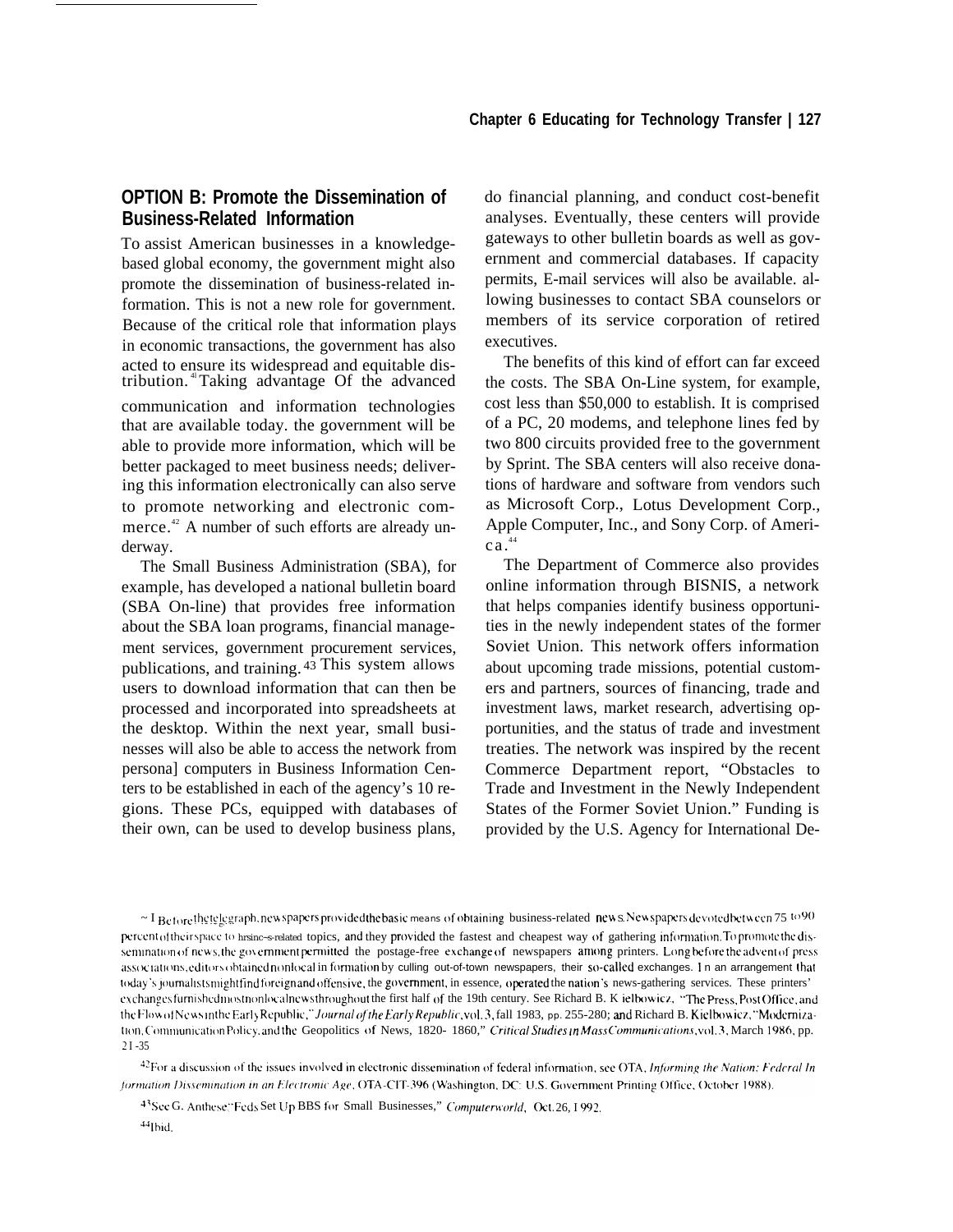## OPTION B: Promote the Dissemination of Business-Related Information

To assist American businesses in a knowledge-based global economy, the government might also promote the dissemination of business-related information. This is not a new role for government. Because of the critical role that information plays in economic transactions, the government has also acted to ensure its widespread and equitable distribution.[41] Taking advantage Of the advanced communication and information technologies that are available today. the government will be able to provide more information, which will be better packaged to meet business needs; delivering this information electronically can also serve to promote networking and electronic commerce.[42] A number of such efforts are already underway.

The Small Business Administration (SBA), for example, has developed a national bulletin board (SBA On-line) that provides free information about the SBA loan programs, financial management services, government procurement services, publications, and training.[43] This system allows users to download information that can then be processed and incorporated into spreadsheets at the desktop. Within the next year, small businesses will also be able to access the network from persona] computers in Business Information Centers to be established in each of the agency's 10 regions. These PCs, equipped with databases of their own, can be used to develop business plans, do financial planning, and conduct cost-benefit analyses. Eventually, these centers will provide gateways to other bulletin boards as well as government and commercial databases. If capacity permits, E-mail services will also be available. allowing businesses to contact SBA counselors or members of its service corporation of retired executives.

The benefits of this kind of effort can far exceed the costs. The SBA On-Line system, for example, cost less than $50,000 to establish. It is comprised of a PC, 20 modems, and telephone lines fed by two 800 circuits provided free to the government by Sprint. The SBA centers will also receive donations of hardware and software from vendors such as Microsoft Corp., Lotus Development Corp., Apple Computer, Inc., and Sony Corp. of America.[44]

The Department of Commerce also provides online information through BISNIS, a network that helps companies identify business opportunities in the newly independent states of the former Soviet Union. This network offers information about upcoming trade missions, potential customers and partners, sources of financing, trade and investment laws, market research, advertising opportunities, and the status of trade and investment treaties. The network was inspired by the recent Commerce Department report, "Obstacles to Trade and Investment in the Newly Independent States of the Former Soviet Union." Funding is provided by the U.S. Agency for International De-

---

[41] Before the telegraph, newspapers provided the basic means of obtaining business-related news. Newspapers devoted between 75 to 90 percent of their space to business-related topics, and they provided the fastest and cheapest way of gathering information. To promote the dissemination of news, the government permitted the postage-free exchange of newspapers among printers. Long before the advent of press associations, editors obtained nonlocal information by culling out-of-town newspapers, their so-called exchanges. In an arrangement that today's journalists might find foreign and offensive, the government, in essence, operated the nation's news-gathering services. These printers' exchanges furnished most nonlocal news throughout the first half of the 19th century. See Richard B. Kielbowicz, "The Press, Post Office, and the Flow of News in the Early Republic," *Journal of the Early Republic*, vol. 3, fall 1983, pp. 255-280; and Richard B. Kielbowicz, "Modernization, Communication Policy, and the Geopolitics of News, 1820- 1860," *Critical Studies in Mass Communications*, vol. 3, March 1986, pp. 21-35

[42] For a discussion of the issues involved in electronic dissemination of federal information, see OTA, *Informing the Nation: Federal Information Dissemination in an Electronic Age*, OTA-CIT-396 (Washington, DC: U.S. Government Printing Office, October 1988).

[43] See G. Anthese: "Feds Set Up BBS for Small Businesses," *Computerworld*, Oct. 26, 1992.

[44] Ibid.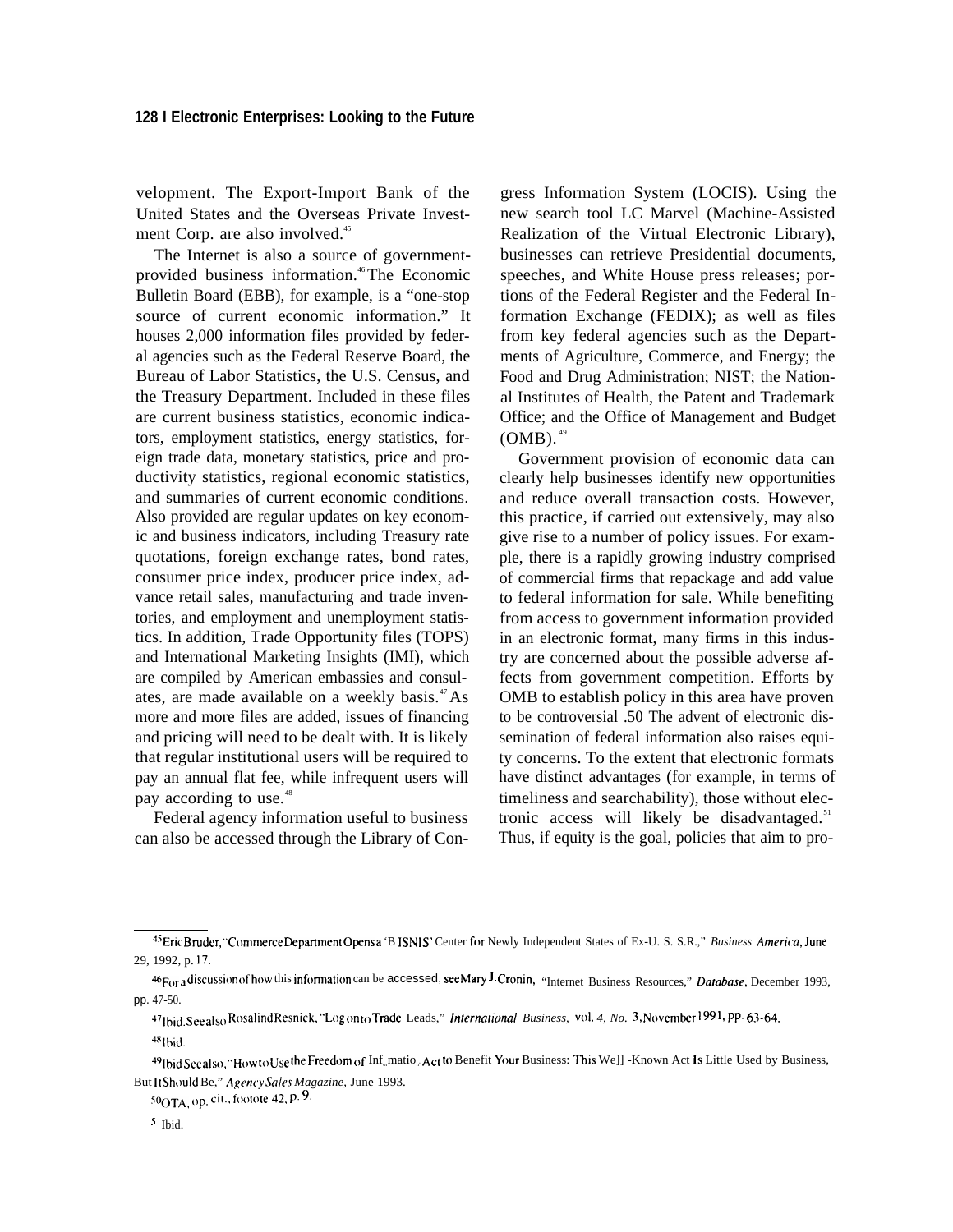velopment. The Export-Import Bank of the United States and the Overseas Private Investment Corp. are also involved.[45]

The Internet is also a source of government-provided business information.[46] The Economic Bulletin Board (EBB), for example, is a "one-stop source of current economic information." It houses 2,000 information files provided by federal agencies such as the Federal Reserve Board, the Bureau of Labor Statistics, the U.S. Census, and the Treasury Department. Included in these files are current business statistics, economic indicators, employment statistics, energy statistics, foreign trade data, monetary statistics, price and productivity statistics, regional economic statistics, and summaries of current economic conditions. Also provided are regular updates on key economic and business indicators, including Treasury rate quotations, foreign exchange rates, bond rates, consumer price index, producer price index, advance retail sales, manufacturing and trade inventories, and employment and unemployment statistics. In addition, Trade Opportunity files (TOPS) and International Marketing Insights (IMI), which are compiled by American embassies and consulates, are made available on a weekly basis.[47] As more and more files are added, issues of financing and pricing will need to be dealt with. It is likely that regular institutional users will be required to pay an annual flat fee, while infrequent users will pay according to use.[48]

Federal agency information useful to business can also be accessed through the Library of Congress Information System (LOCIS). Using the new search tool LC Marvel (Machine-Assisted Realization of the Virtual Electronic Library), businesses can retrieve Presidential documents, speeches, and White House press releases; portions of the Federal Register and the Federal Information Exchange (FEDIX); as well as files from key federal agencies such as the Departments of Agriculture, Commerce, and Energy; the Food and Drug Administration; NIST; the National Institutes of Health, the Patent and Trademark Office; and the Office of Management and Budget (OMB).[49]

Government provision of economic data can clearly help businesses identify new opportunities and reduce overall transaction costs. However, this practice, if carried out extensively, may also give rise to a number of policy issues. For example, there is a rapidly growing industry comprised of commercial firms that repackage and add value to federal information for sale. While benefiting from access to government information provided in an electronic format, many firms in this industry are concerned about the possible adverse affects from government competition. Efforts by OMB to establish policy in this area have proven to be controversial.[50] The advent of electronic dissemination of federal information also raises equity concerns. To the extent that electronic formats have distinct advantages (for example, in terms of timeliness and searchability), those without electronic access will likely be disadvantaged.[51] Thus, if equity is the goal, policies that aim to pro-

---

[45] Eric Bruder, "Commerce Department Opens a 'BISNIS' Center for Newly Independent States of Ex-U.S.S.R.," *Business America*, June 29, 1992, p. 17.

[46] For a discussion of how this information can be accessed, see Mary J. Cronin, "Internet Business Resources," *Database*, December 1993, pp. 47-50.

[47] Ibid. See also Rosalind Resnick, "Log onto Trade Leads," *International Business*, vol. 4, No. 3, November 1991, pp. 63-64.

[48] Ibid.

[49] Ibid See also, "How to Use the Freedom of Information Act to Benefit Your Business: This Well-Known Act Is Little Used by Business, But It Should Be," *Agency Sales Magazine*, June 1993.

[50] OTA, op. cit., footote 42, p. 9.

[51] Ibid.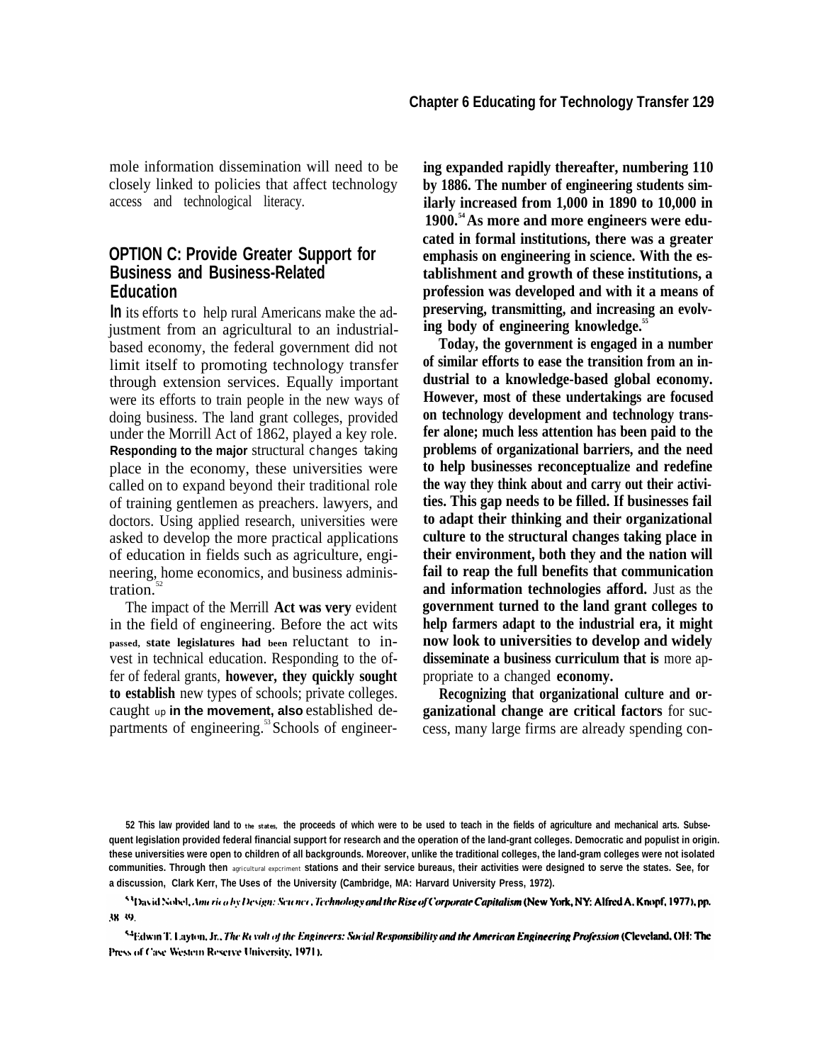mole information dissemination will need to be closely linked to policies that affect technology access and technological literacy.

## OPTION C: Provide Greater Support for Business and Business-Related Education

In its efforts to help rural Americans make the adjustment from an agricultural to an industrial-based economy, the federal government did not limit itself to promoting technology transfer through extension services. Equally important were its efforts to train people in the new ways of doing business. The land grant colleges, provided under the Morrill Act of 1862, played a key role. Responding to the major structural changes taking place in the economy, these universities were called on to expand beyond their traditional role of training gentlemen as preachers. lawyers, and doctors. Using applied research, universities were asked to develop the more practical applications of education in fields such as agriculture, engineering, home economics, and business administration.[52]

The impact of the Merrill Act was very evident in the field of engineering. Before the act wits passed, state legislatures had been reluctant to invest in technical education. Responding to the offer of federal grants, however, they quickly sought to establish new types of schools; private colleges. caught up in the movement, also established departments of engineering.[53] Schools of engineering expanded rapidly thereafter, numbering 110 by 1886. The number of engineering students similarly increased from 1,000 in 1890 to 10,000 in 1900.[54] As more and more engineers were educated in formal institutions, there was a greater emphasis on engineering in science. With the establishment and growth of these institutions, a profession was developed and with it a means of preserving, transmitting, and increasing an evolving body of engineering knowledge.[55]

Today, the government is engaged in a number of similar efforts to ease the transition from an industrial to a knowledge-based global economy. However, most of these undertakings are focused on technology development and technology transfer alone; much less attention has been paid to the problems of organizational barriers, and the need to help businesses reconceptualize and redefine the way they think about and carry out their activities. This gap needs to be filled. If businesses fail to adapt their thinking and their organizational culture to the structural changes taking place in their environment, both they and the nation will fail to reap the full benefits that communication and information technologies afford. Just as the government turned to the land grant colleges to help farmers adapt to the industrial era, it might now look to universities to develop and widely disseminate a business curriculum that is more appropriate to a changed economy.

Recognizing that organizational culture and organizational change are critical factors for success, many large firms are already spending con-

---

52 This law provided land to the states, the proceeds of which were to be used to teach in the fields of agriculture and mechanical arts. Subsequent legislation provided federal financial support for research and the operation of the land-grant colleges. Democratic and populist in origin. these universities were open to children of all backgrounds. Moreover, unlike the traditional colleges, the land-gram colleges were not isolated communities. Through then agricultural expcriment stations and their service bureaus, their activities were designed to serve the states. See, for a discussion, Clark Kerr, The Uses of the University (Cambridge, MA: Harvard University Press, 1972).

53 David Nobel, *America by Design: Science, Technology and the Rise of Corporate Capitalism* (New York, NY: Alfred A. Knopf, 1977), pp. 38-39.

54 Edwin T. Layton, Jr., *The Revolt of the Engineers: Social Responsibility and the American Engineering Profession* (Cleveland, OH: The Press of Case Western Reserve University, 1971).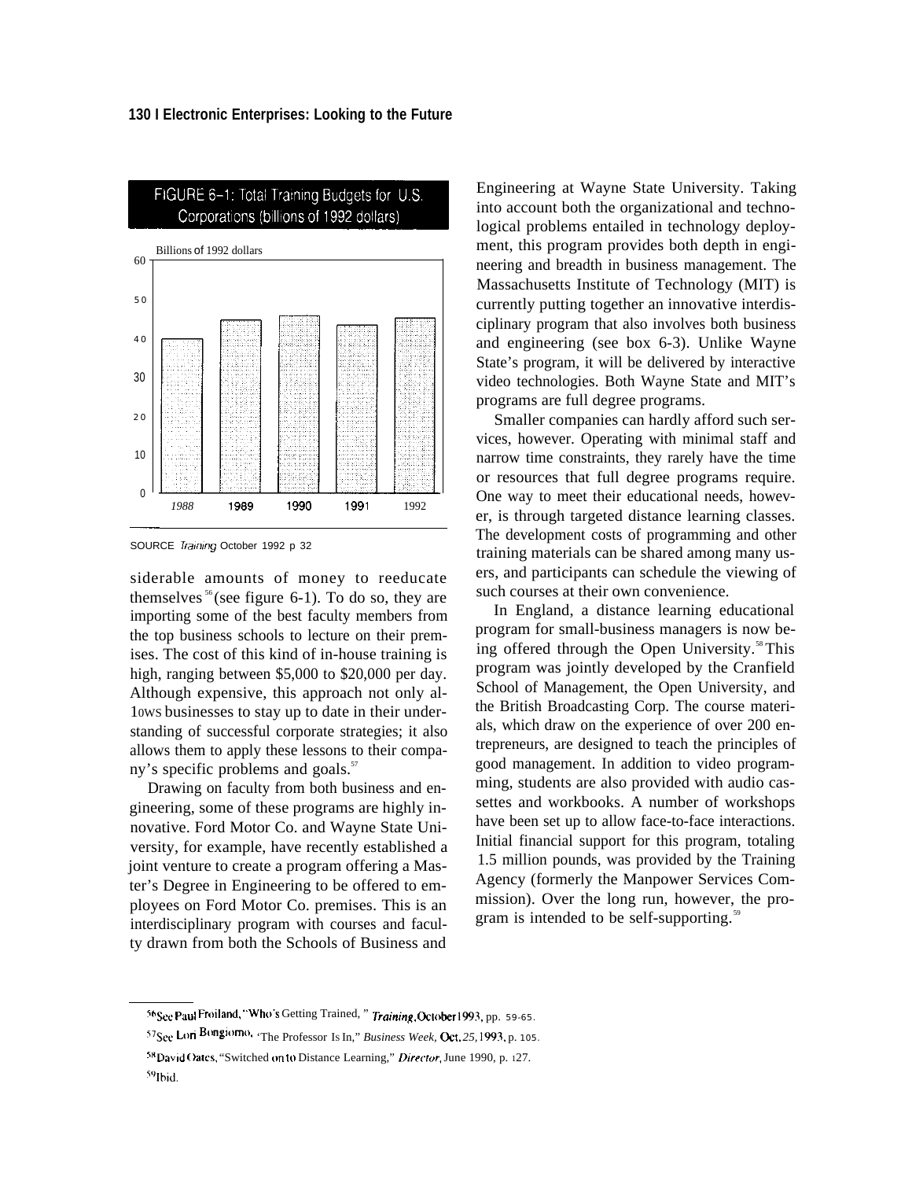FIGURE 6-1: Total Training Budgets for U.S. Corporations (billions of 1992 dollars)

| Year | Billions of 1992 dollars |
|---|---|
| 1988 | ~40 |
| 1989 | ~45 |
| 1990 | ~46 |
| 1991 | ~44 |
| 1992 | ~45 |

SOURCE *Training* October 1992 p 32

siderable amounts of money to reeducate themselves[56] (see figure 6-1). To do so, they are importing some of the best faculty members from the top business schools to lecture on their premises. The cost of this kind of in-house training is high, ranging between $5,000 to $20,000 per day. Although expensive, this approach not only allows businesses to stay up to date in their understanding of successful corporate strategies; it also allows them to apply these lessons to their company's specific problems and goals.[57]

Drawing on faculty from both business and engineering, some of these programs are highly innovative. Ford Motor Co. and Wayne State University, for example, have recently established a joint venture to create a program offering a Master's Degree in Engineering to be offered to employees on Ford Motor Co. premises. This is an interdisciplinary program with courses and faculty drawn from both the Schools of Business and Engineering at Wayne State University. Taking into account both the organizational and technological problems entailed in technology deployment, this program provides both depth in engineering and breadth in business management. The Massachusetts Institute of Technology (MIT) is currently putting together an innovative interdisciplinary program that also involves both business and engineering (see box 6-3). Unlike Wayne State's program, it will be delivered by interactive video technologies. Both Wayne State and MIT's programs are full degree programs.

Smaller companies can hardly afford such services, however. Operating with minimal staff and narrow time constraints, they rarely have the time or resources that full degree programs require. One way to meet their educational needs, however, is through targeted distance learning classes. The development costs of programming and other training materials can be shared among many users, and participants can schedule the viewing of such courses at their own convenience.

In England, a distance learning educational program for small-business managers is now being offered through the Open University.[58] This program was jointly developed by the Cranfield School of Management, the Open University, and the British Broadcasting Corp. The course materials, which draw on the experience of over 200 entrepreneurs, are designed to teach the principles of good management. In addition to video programming, students are also provided with audio cassettes and workbooks. A number of workshops have been set up to allow face-to-face interactions. Initial financial support for this program, totaling 1.5 million pounds, was provided by the Training Agency (formerly the Manpower Services Commission). Over the long run, however, the program is intended to be self-supporting.[59]

---

[56] See Paul Froiland, "Who's Getting Trained," *Training*, October 1993, pp. 59-65.

[57] See Lori Bongiorno, "The Professor Is In," *Business Week*, Oct. 25, 1993, p. 105.

[58] David Oates, "Switched on to Distance Learning," *Director*, June 1990, p. 127.

[59] Ibid.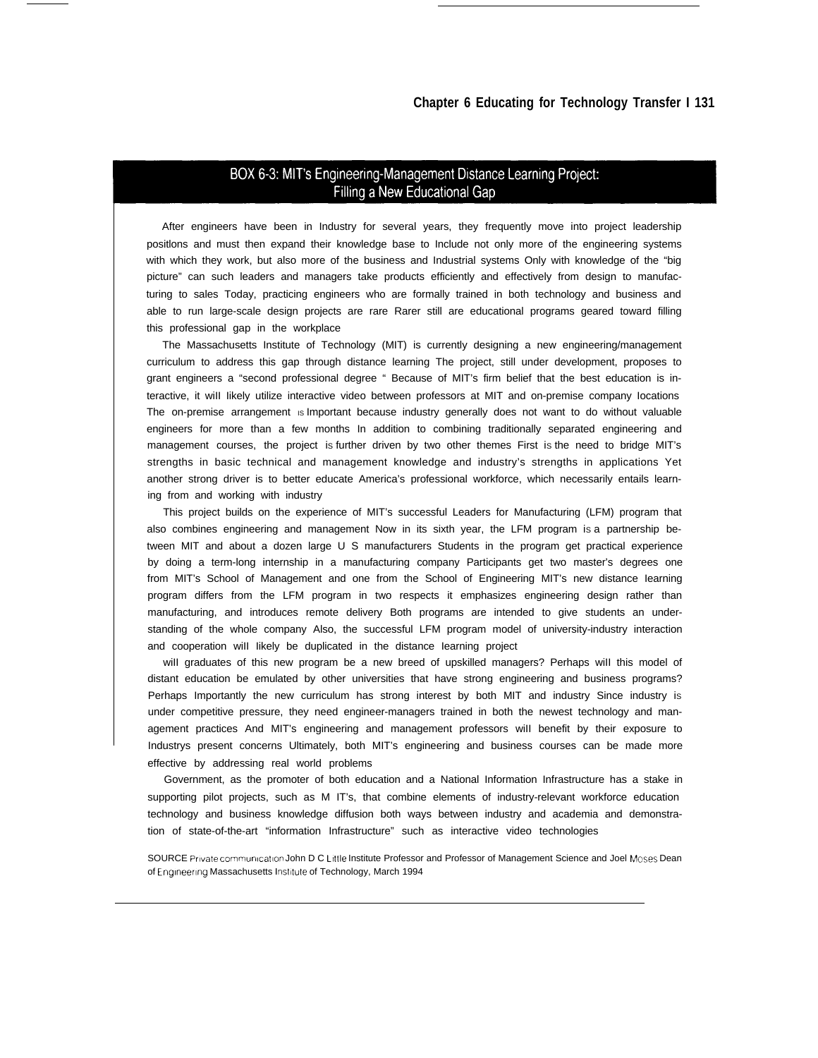## BOX 6-3: MIT's Engineering-Management Distance Learning Project: Filling a New Educational Gap

After engineers have been in Industry for several years, they frequently move into project leadership positlons and must then expand their knowledge base to Include not only more of the engineering systems with which they work, but also more of the business and Industrial systems Only with knowledge of the "big picture" can such leaders and managers take products efficiently and effectively from design to manufacturing to sales Today, practicing engineers who are formally trained in both technology and business and able to run large-scale design projects are rare Rarer still are educational programs geared toward filling this professional gap in the workplace

The Massachusetts Institute of Technology (MIT) is currently designing a new engineering/management curriculum to address this gap through distance learning The project, still under development, proposes to grant engineers a "second professional degree " Because of MIT's firm belief that the best education is interactive, it wiIl likely utilize interactive video between professors at MIT and on-premise company Iocations The on-premise arrangement IS Important because industry generally does not want to do without valuable engineers for more than a few months In addition to combining traditionally separated engineering and management courses, the project is further driven by two other themes First is the need to bridge MIT's strengths in basic technical and management knowledge and industry's strengths in applications Yet another strong driver is to better educate America's professional workforce, which necessarily entails learning from and working with industry

This project builds on the experience of MIT's successful Leaders for Manufacturing (LFM) program that also combines engineering and management Now in its sixth year, the LFM program is a partnership between MIT and about a dozen large U S manufacturers Students in the program get practical experience by doing a term-long internship in a manufacturing company Participants get two master's degrees one from MIT's School of Management and one from the School of Engineering MIT's new distance Iearning program differs from the LFM program in two respects it emphasizes engineering design rather than manufacturing, and introduces remote delivery Both programs are intended to give students an understanding of the whole company Also, the successful LFM program model of university-industry interaction and cooperation wiIl likely be duplicated in the distance Iearning project

wiIl graduates of this new program be a new breed of upskilled managers? Perhaps wiIl this model of distant education be emulated by other universities that have strong engineering and business programs? Perhaps Importantly the new curriculum has strong interest by both MIT and industry Since industry is under competitive pressure, they need engineer-managers trained in both the newest technology and management practices And MIT's engineering and management professors wiIl benefit by their exposure to Industrys present concerns Ultimately, both MIT's engineering and business courses can be made more effective by addressing real world problems

Government, as the promoter of both education and a National Information Infrastructure has a stake in supporting pilot projects, such as M IT's, that combine elements of industry-relevant workforce education technology and business knowledge diffusion both ways between industry and academia and demonstration of state-of-the-art "information Infrastructure" such as interactive video technologies

SOURCE Private communication John D C Little Institute Professor and Professor of Management Science and Joel Moses Dean of Engineering Massachusetts Institute of Technology, March 1994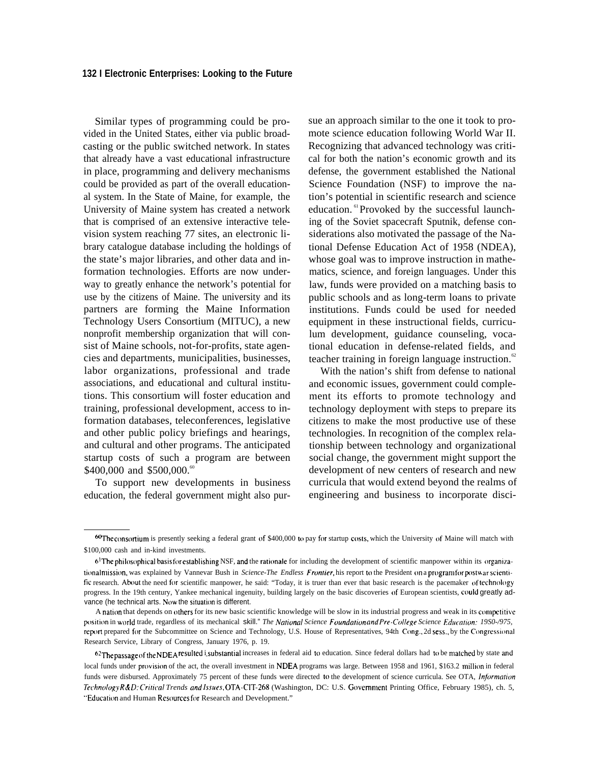Similar types of programming could be provided in the United States, either via public broadcasting or the public switched network. In states that already have a vast educational infrastructure in place, programming and delivery mechanisms could be provided as part of the overall educational system. In the State of Maine, for example, the University of Maine system has created a network that is comprised of an extensive interactive television system reaching 77 sites, an electronic library catalogue database including the holdings of the state's major libraries, and other data and information technologies. Efforts are now underway to greatly enhance the network's potential for use by the citizens of Maine. The university and its partners are forming the Maine Information Technology Users Consortium (MITUC), a new nonprofit membership organization that will consist of Maine schools, not-for-profits, state agencies and departments, municipalities, businesses, labor organizations, professional and trade associations, and educational and cultural institutions. This consortium will foster education and training, professional development, access to information databases, teleconferences, legislative and other public policy briefings and hearings, and cultural and other programs. The anticipated startup costs of such a program are between $400,000 and $500,000.[60]

To support new developments in business education, the federal government might also pursue an approach similar to the one it took to promote science education following World War II. Recognizing that advanced technology was critical for both the nation's economic growth and its defense, the government established the National Science Foundation (NSF) to improve the nation's potential in scientific research and science education.[61] Provoked by the successful launching of the Soviet spacecraft Sputnik, defense considerations also motivated the passage of the National Defense Education Act of 1958 (NDEA), whose goal was to improve instruction in mathematics, science, and foreign languages. Under this law, funds were provided on a matching basis to public schools and as long-term loans to private institutions. Funds could be used for needed equipment in these instructional fields, curriculum development, guidance counseling, vocational education in defense-related fields, and teacher training in foreign language instruction.[62]

With the nation's shift from defense to national and economic issues, government could complement its efforts to promote technology and technology deployment with steps to prepare its citizens to make the most productive use of these technologies. In recognition of the complex relationship between technology and organizational social change, the government might support the development of new centers of research and new curricula that would extend beyond the realms of engineering and business to incorporate disci-

---

[60] The consortium is presently seeking a federal grant of $400,000 to pay for startup costs, which the University of Maine will match with $100,000 cash and in-kind investments.

[61] The philosophical basis for establishing NSF, and the rationale for including the development of scientific manpower within its organizational mission, was explained by Vannevar Bush in *Science-The Endless Frontier*, his report to the President on a program for postwar scientific research. About the need for scientific manpower, he said: "Today, it is truer than ever that basic research is the pacemaker of technology progress. In the 19th century, Yankee mechanical ingenuity, building largely on the basic discoveries of European scientists, could greatly advance (he technical arts. Now the situation is different.

A nation that depends on others for its new basic scientific knowledge will be slow in its industrial progress and weak in its competitive position in world trade, regardless of its mechanical skill." *The National Science Foundation and Pre-College Science Education: 1950-1975*, report prepared for the Subcommittee on Science and Technology, U.S. House of Representatives, 94th Cong., 2d sess., by the Congressional Research Service, Library of Congress, January 1976, p. 19.

[62] The passage of the NDEA resulted in substantial increases in federal aid to education. Since federal dollars had to be matched by state and local funds under provision of the act, the overall investment in NDEA programs was large. Between 1958 and 1961, $163.2 million in federal funds were disbursed. Approximately 75 percent of these funds were directed to the development of science curricula. See OTA, *Information Technology R&D: Critical Trends and Issues*, OTA-CIT-268 (Washington, DC: U.S. Government Printing Office, February 1985), ch. 5, "Education and Human Resources for Research and Development."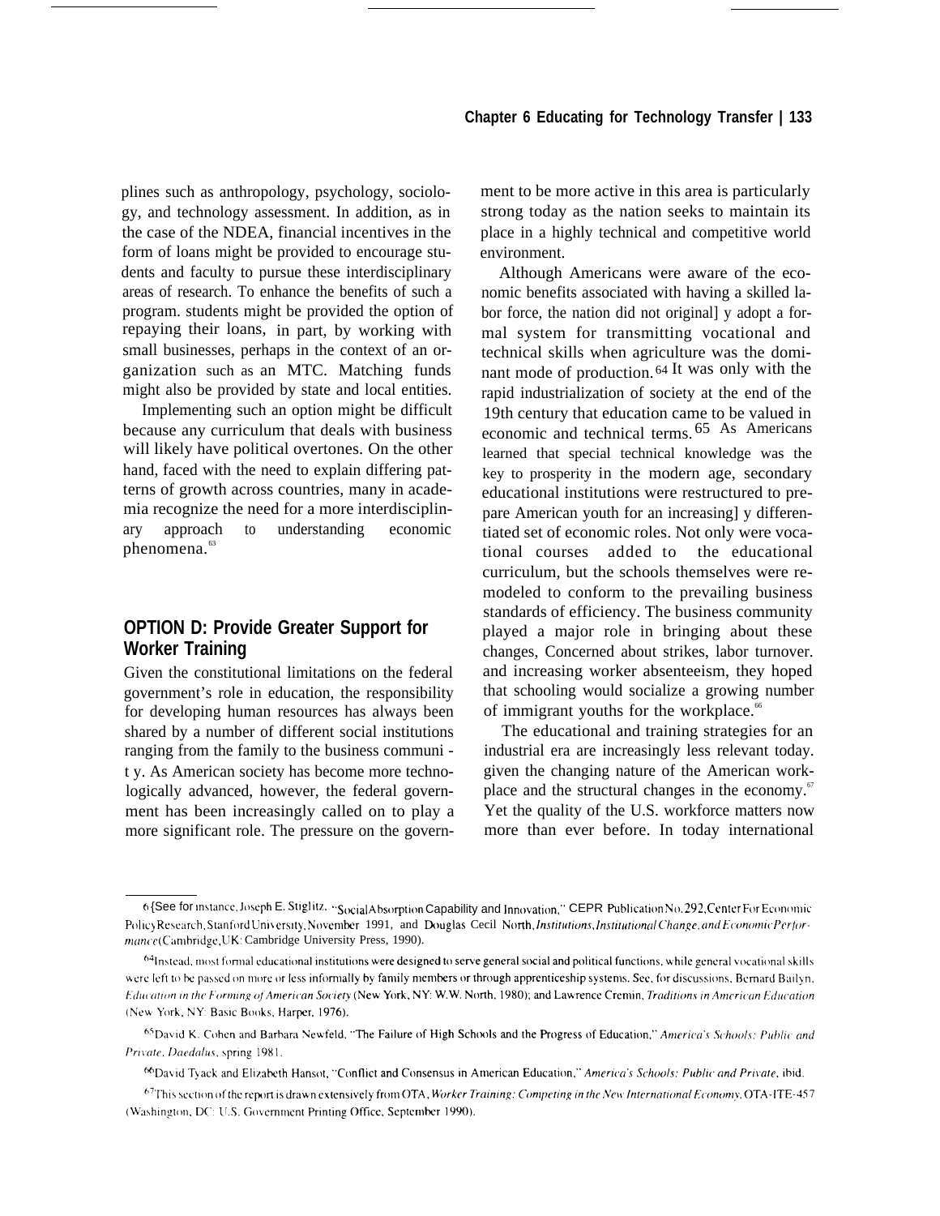plines such as anthropology, psychology, sociology, and technology assessment. In addition, as in the case of the NDEA, financial incentives in the form of loans might be provided to encourage students and faculty to pursue these interdisciplinary areas of research. To enhance the benefits of such a program. students might be provided the option of repaying their loans, in part, by working with small businesses, perhaps in the context of an organization such as an MTC. Matching funds might also be provided by state and local entities.

Implementing such an option might be difficult because any curriculum that deals with business will likely have political overtones. On the other hand, faced with the need to explain differing patterns of growth across countries, many in academia recognize the need for a more interdisciplinary approach to understanding economic phenomena.[63]

## OPTION D: Provide Greater Support for Worker Training

Given the constitutional limitations on the federal government's role in education, the responsibility for developing human resources has always been shared by a number of different social institutions ranging from the family to the business community. As American society has become more technologically advanced, however, the federal government has been increasingly called on to play a more significant role. The pressure on the government to be more active in this area is particularly strong today as the nation seeks to maintain its place in a highly technical and competitive world environment.

Although Americans were aware of the economic benefits associated with having a skilled labor force, the nation did not originall y adopt a formal system for transmitting vocational and technical skills when agriculture was the dominant mode of production.[64] It was only with the rapid industrialization of society at the end of the 19th century that education came to be valued in economic and technical terms.[65] As Americans learned that special technical knowledge was the key to prosperity in the modern age, secondary educational institutions were restructured to prepare American youth for an increasingl y differentiated set of economic roles. Not only were vocational courses added to the educational curriculum, but the schools themselves were remodeled to conform to the prevailing business standards of efficiency. The business community played a major role in bringing about these changes, Concerned about strikes, labor turnover. and increasing worker absenteeism, they hoped that schooling would socialize a growing number of immigrant youths for the workplace.[66]

The educational and training strategies for an industrial era are increasingly less relevant today. given the changing nature of the American workplace and the structural changes in the economy.[67] Yet the quality of the U.S. workforce matters now more than ever before. In today international

---

[63] See for instance, Joseph E. Stiglitz, "Social Absorption Capability and Innovation," CEPR Publication No. 292, Center For Economic Policy Research, Stanford University, November 1991, and Douglas Cecil North, *Institutions, Institutional Change, and Economic Performance* (Cambridge, UK: Cambridge University Press, 1990).

[64] Instead, most formal educational institutions were designed to serve general social and political functions, while general vocational skills were left to be passed on more or less informally by family members or through apprenticeship systems. See, for discussions, Bernard Bailyn, *Education in the Forming of American Society* (New York, NY: W.W. North, 1980); and Lawrence Cremin, *Traditions in American Education* (New York, NY: Basic Books, Harper, 1976).

[65] David K. Cohen and Barbara Newfeld, "The Failure of High Schools and the Progress of Education," *America's Schools: Public and Private, Daedalus*, spring 1981.

[66] David Tyack and Elizabeth Hansot, "Conflict and Consensus in American Education," *America's Schools: Public and Private*, ibid.

[67] This section of the report is drawn extensively from OTA, *Worker Training: Competing in the New International Economy*, OTA-ITE-457 (Washington, DC: U.S. Government Printing Office, September 1990).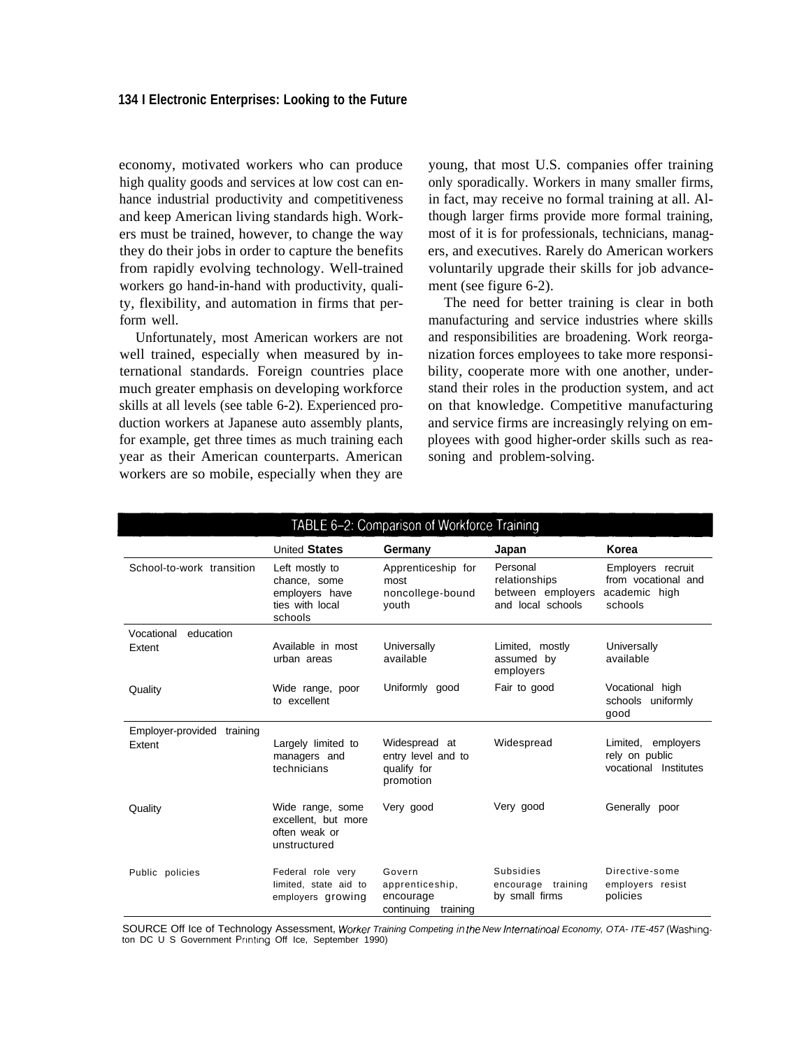economy, motivated workers who can produce high quality goods and services at low cost can enhance industrial productivity and competitiveness and keep American living standards high. Workers must be trained, however, to change the way they do their jobs in order to capture the benefits from rapidly evolving technology. Well-trained workers go hand-in-hand with productivity, quality, flexibility, and automation in firms that perform well.

Unfortunately, most American workers are not well trained, especially when measured by international standards. Foreign countries place much greater emphasis on developing workforce skills at all levels (see table 6-2). Experienced production workers at Japanese auto assembly plants, for example, get three times as much training each year as their American counterparts. American workers are so mobile, especially when they are young, that most U.S. companies offer training only sporadically. Workers in many smaller firms, in fact, may receive no formal training at all. Although larger firms provide more formal training, most of it is for professionals, technicians, managers, and executives. Rarely do American workers voluntarily upgrade their skills for job advancement (see figure 6-2).

The need for better training is clear in both manufacturing and service industries where skills and responsibilities are broadening. Work reorganization forces employees to take more responsibility, cooperate more with one another, understand their roles in the production system, and act on that knowledge. Competitive manufacturing and service firms are increasingly relying on employees with good higher-order skills such as reasoning and problem-solving.

**TABLE 6-2: Comparison of Workforce Training**

| | United States | Germany | Japan | Korea |
|---|---|---|---|---|
| School-to-work transition | Left mostly to chance, some employers have ties with local schools | Apprenticeship for most noncollege-bound youth | Personal relationships between employers and local schools | Employers recruit from vocational and academic high schools |
| **Vocational education** | | | | |
| Extent | Available in most urban areas | Universally available | Limited, mostly assumed by employers | Universally available |
| Quality | Wide range, poor to excellent | Uniformly good | Fair to good | Vocational high schools uniformly good |
| **Employer-provided training** | | | | |
| Extent | Largely limited to managers and technicians | Widespread at entry level and to qualify for promotion | Widespread | Limited, employers rely on public vocational Institutes |
| Quality | Wide range, some excellent, but more often weak or unstructured | Very good | Very good | Generally poor |
| Public policies | Federal role very limited, state aid to employers growing | Govern apprenticeship, encourage continuing training | Subsidies encourage training by small firms | Directive-some employers resist policies |

SOURCE Off Ice of Technology Assessment, *Worker Training Competing in the New Internatinoal Economy*, OTA- ITE-457 (Washington DC U S Government Printing Off Ice, September 1990)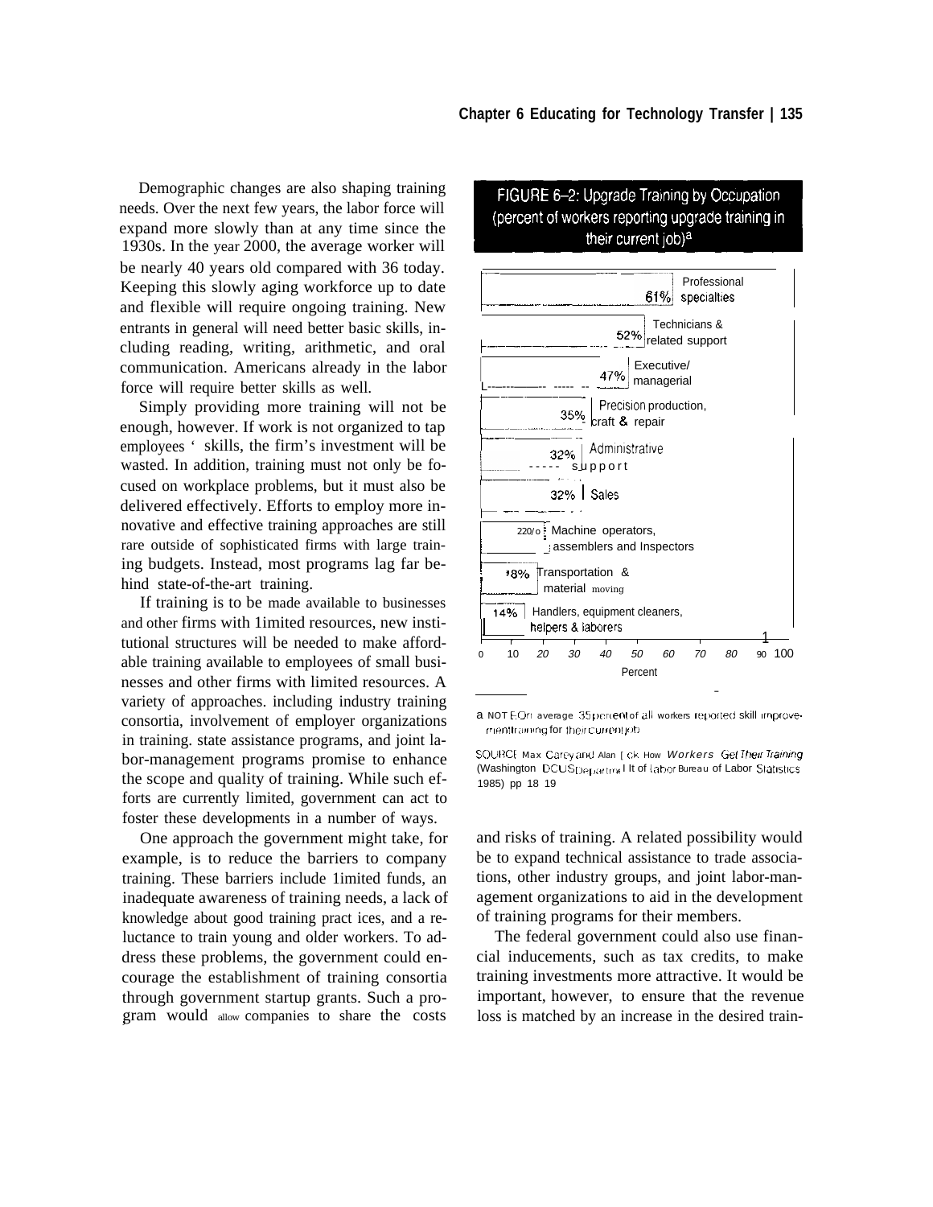Demographic changes are also shaping training needs. Over the next few years, the labor force will expand more slowly than at any time since the 1930s. In the year 2000, the average worker will be nearly 40 years old compared with 36 today. Keeping this slowly aging workforce up to date and flexible will require ongoing training. New entrants in general will need better basic skills, including reading, writing, arithmetic, and oral communication. Americans already in the labor force will require better skills as well.

Simply providing more training will not be enough, however. If work is not organized to tap employees' skills, the firm's investment will be wasted. In addition, training must not only be focused on workplace problems, but it must also be delivered effectively. Efforts to employ more innovative and effective training approaches are still rare outside of sophisticated firms with large training budgets. Instead, most programs lag far behind state-of-the-art training.

If training is to be made available to businesses and other firms with limited resources, new institutional structures will be needed to make affordable training available to employees of small businesses and other firms with limited resources. A variety of approaches, including industry training consortia, involvement of employer organizations in training, state assistance programs, and joint labor-management programs promise to enhance the scope and quality of training. While such efforts are currently limited, government can act to foster these developments in a number of ways.

One approach the government might take, for example, is to reduce the barriers to company training. These barriers include limited funds, an inadequate awareness of training needs, a lack of knowledge about good training practices, and a reluctance to train young and older workers. To address these problems, the government could encourage the establishment of training consortia through government startup grants. Such a program would allow companies to share the costs and risks of training. A related possibility would be to expand technical assistance to trade associations, other industry groups, and joint labor-management organizations to aid in the development of training programs for their members.

The federal government could also use financial inducements, such as tax credits, to make training investments more attractive. It would be important, however, to ensure that the revenue loss is matched by an increase in the desired train-

**FIGURE 6–2: Upgrade Training by Occupation (percent of workers reporting upgrade training in their current job)[a]**

| Occupation | Percent |
|---|---|
| Professional specialties | 61% |
| Technicians & related support | 52% |
| Executive/managerial | 47% |
| Precision production, craft & repair | 35% |
| Administrative support | 32% |
| Sales | 32% |
| Machine operators, assemblers and Inspectors | 22% |
| Transportation & material moving | 18% |
| Handlers, equipment cleaners, helpers & laborers | 14% |

a NOTE: On average 35 percent of all workers reported skill improvement training for their current job

SOURCE: Max Carey and Alan Eck, How Workers Get Their Training (Washington DC: U.S. Department of Labor, Bureau of Labor Statistics 1985) pp 18 19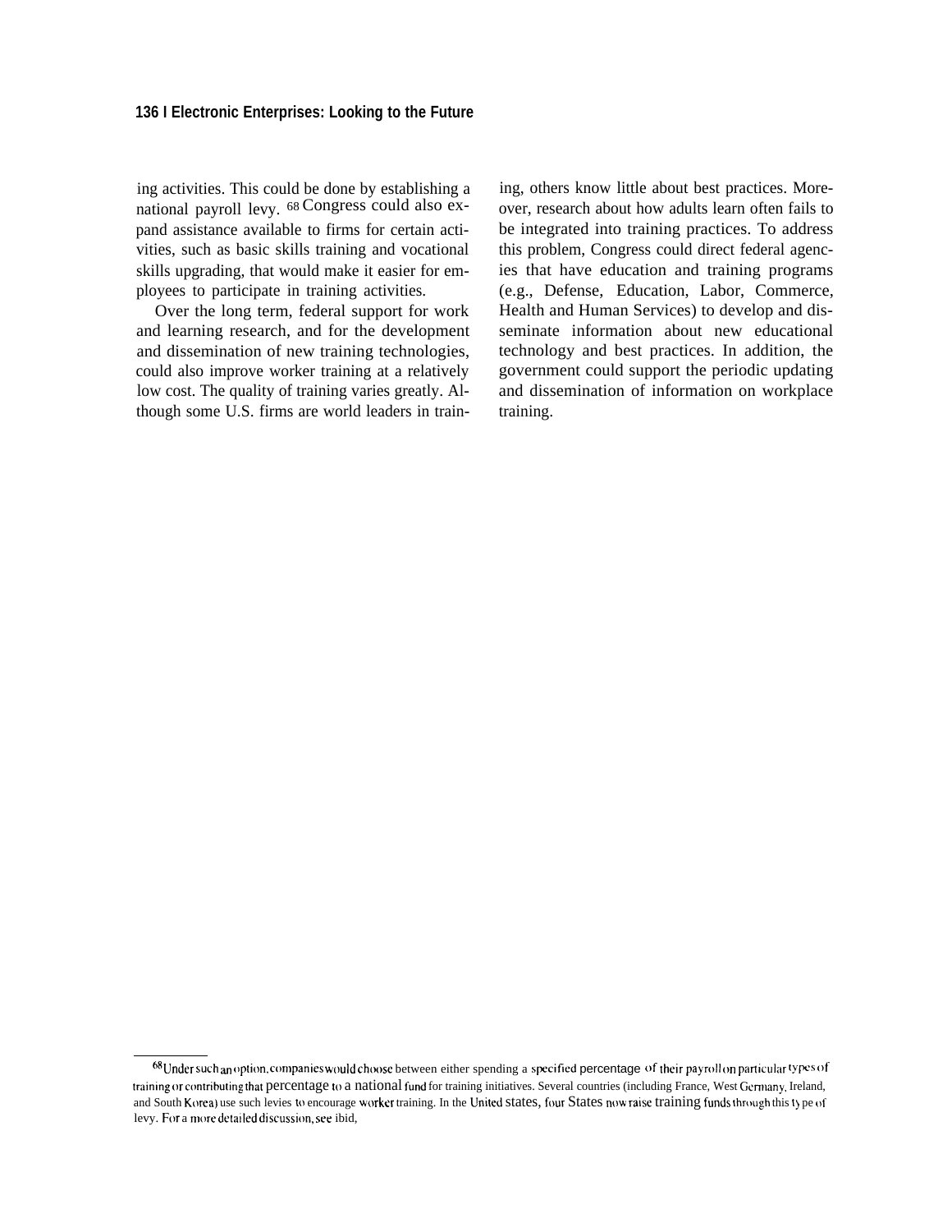ing activities. This could be done by establishing a national payroll levy. [68] Congress could also expand assistance available to firms for certain activities, such as basic skills training and vocational skills upgrading, that would make it easier for employees to participate in training activities.

Over the long term, federal support for work and learning research, and for the development and dissemination of new training technologies, could also improve worker training at a relatively low cost. The quality of training varies greatly. Although some U.S. firms are world leaders in training, others know little about best practices. Moreover, research about how adults learn often fails to be integrated into training practices. To address this problem, Congress could direct federal agencies that have education and training programs (e.g., Defense, Education, Labor, Commerce, Health and Human Services) to develop and disseminate information about new educational technology and best practices. In addition, the government could support the periodic updating and dissemination of information on workplace training.

---

[68] Under such an option, companies would choose between either spending a specified percentage of their payroll on particular types of training or contributing that percentage to a national fund for training initiatives. Several countries (including France, West Germany, Ireland, and South Korea) use such levies to encourage worker training. In the United states, four States now raise training funds through this type of levy. For a more detailed discussion, see ibid,